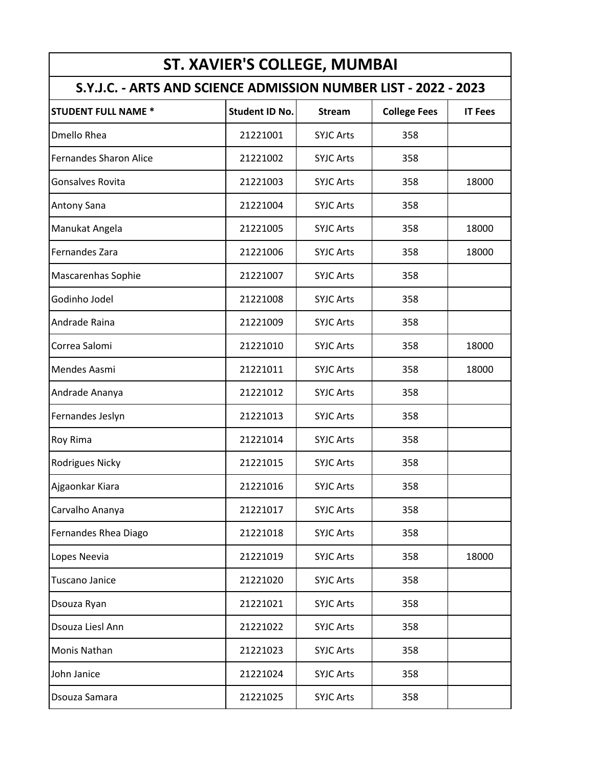# ST. XAVIER'S COLLEGE, MUMBAI

## S.Y.J.C. - ARTS AND SCIENCE ADMISSION NUMBER LIST - 2022 - 2023

| STUDENT FULL NAME * | Student ID No. | Stream | College Fees | IT Fees |
|---|---|---|---|---|
| Dmello Rhea | 21221001 | SYJC Arts | 358 | |
| Fernandes Sharon Alice | 21221002 | SYJC Arts | 358 | |
| Gonsalves Rovita | 21221003 | SYJC Arts | 358 | 18000 |
| Antony Sana | 21221004 | SYJC Arts | 358 | |
| Manukat Angela | 21221005 | SYJC Arts | 358 | 18000 |
| Fernandes Zara | 21221006 | SYJC Arts | 358 | 18000 |
| Mascarenhas Sophie | 21221007 | SYJC Arts | 358 | |
| Godinho Jodel | 21221008 | SYJC Arts | 358 | |
| Andrade Raina | 21221009 | SYJC Arts | 358 | |
| Correa Salomi | 21221010 | SYJC Arts | 358 | 18000 |
| Mendes Aasmi | 21221011 | SYJC Arts | 358 | 18000 |
| Andrade Ananya | 21221012 | SYJC Arts | 358 | |
| Fernandes Jeslyn | 21221013 | SYJC Arts | 358 | |
| Roy Rima | 21221014 | SYJC Arts | 358 | |
| Rodrigues Nicky | 21221015 | SYJC Arts | 358 | |
| Ajgaonkar Kiara | 21221016 | SYJC Arts | 358 | |
| Carvalho Ananya | 21221017 | SYJC Arts | 358 | |
| Fernandes Rhea Diago | 21221018 | SYJC Arts | 358 | |
| Lopes Neevia | 21221019 | SYJC Arts | 358 | 18000 |
| Tuscano Janice | 21221020 | SYJC Arts | 358 | |
| Dsouza Ryan | 21221021 | SYJC Arts | 358 | |
| Dsouza Liesl Ann | 21221022 | SYJC Arts | 358 | |
| Monis Nathan | 21221023 | SYJC Arts | 358 | |
| John Janice | 21221024 | SYJC Arts | 358 | |
| Dsouza Samara | 21221025 | SYJC Arts | 358 | |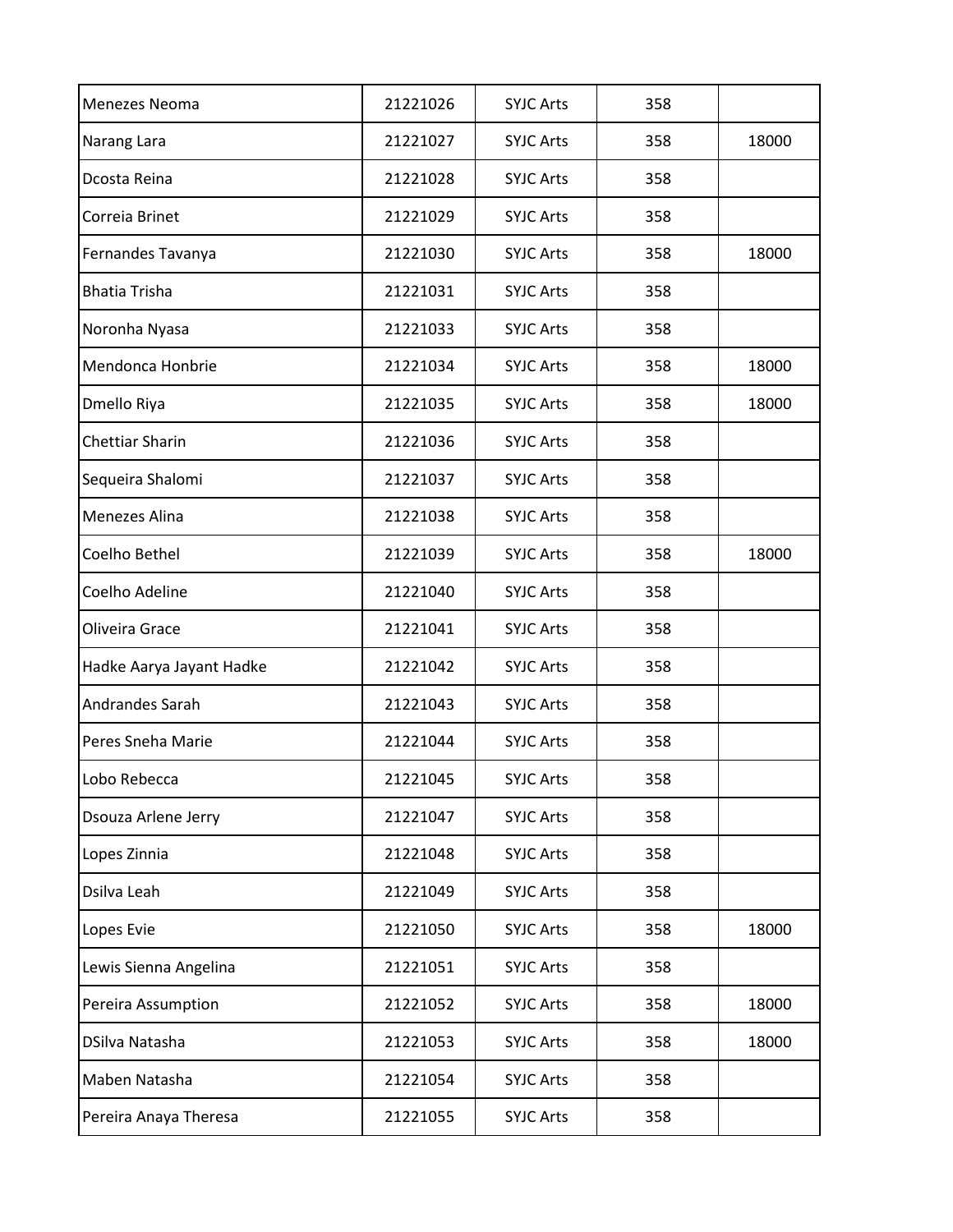| | | | | |
|---|---|---|---|---|
| Menezes Neoma | 21221026 | SYJC Arts | 358 | |
| Narang Lara | 21221027 | SYJC Arts | 358 | 18000 |
| Dcosta Reina | 21221028 | SYJC Arts | 358 | |
| Correia Brinet | 21221029 | SYJC Arts | 358 | |
| Fernandes Tavanya | 21221030 | SYJC Arts | 358 | 18000 |
| Bhatia Trisha | 21221031 | SYJC Arts | 358 | |
| Noronha Nyasa | 21221033 | SYJC Arts | 358 | |
| Mendonca Honbrie | 21221034 | SYJC Arts | 358 | 18000 |
| Dmello Riya | 21221035 | SYJC Arts | 358 | 18000 |
| Chettiar Sharin | 21221036 | SYJC Arts | 358 | |
| Sequeira Shalomi | 21221037 | SYJC Arts | 358 | |
| Menezes Alina | 21221038 | SYJC Arts | 358 | |
| Coelho Bethel | 21221039 | SYJC Arts | 358 | 18000 |
| Coelho Adeline | 21221040 | SYJC Arts | 358 | |
| Oliveira Grace | 21221041 | SYJC Arts | 358 | |
| Hadke Aarya Jayant Hadke | 21221042 | SYJC Arts | 358 | |
| Andrandes Sarah | 21221043 | SYJC Arts | 358 | |
| Peres Sneha Marie | 21221044 | SYJC Arts | 358 | |
| Lobo Rebecca | 21221045 | SYJC Arts | 358 | |
| Dsouza Arlene Jerry | 21221047 | SYJC Arts | 358 | |
| Lopes Zinnia | 21221048 | SYJC Arts | 358 | |
| Dsilva Leah | 21221049 | SYJC Arts | 358 | |
| Lopes Evie | 21221050 | SYJC Arts | 358 | 18000 |
| Lewis Sienna Angelina | 21221051 | SYJC Arts | 358 | |
| Pereira Assumption | 21221052 | SYJC Arts | 358 | 18000 |
| DSilva Natasha | 21221053 | SYJC Arts | 358 | 18000 |
| Maben Natasha | 21221054 | SYJC Arts | 358 | |
| Pereira Anaya Theresa | 21221055 | SYJC Arts | 358 | |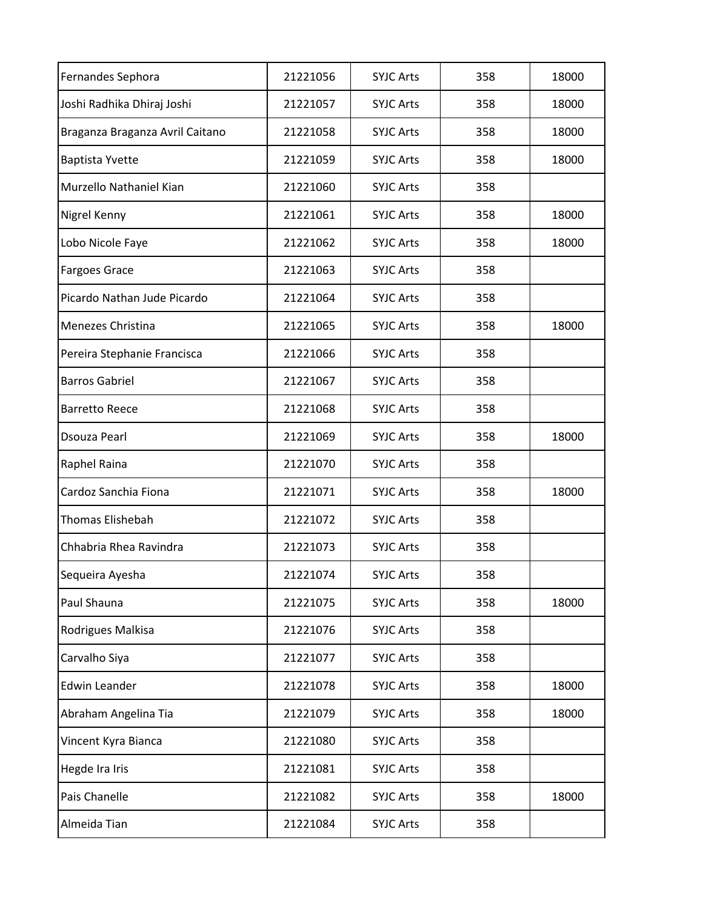| Fernandes Sephora | 21221056 | SYJC Arts | 358 | 18000 |
|---|---|---|---|---|
| Joshi Radhika Dhiraj Joshi | 21221057 | SYJC Arts | 358 | 18000 |
| Braganza Braganza Avril Caitano | 21221058 | SYJC Arts | 358 | 18000 |
| Baptista Yvette | 21221059 | SYJC Arts | 358 | 18000 |
| Murzello Nathaniel Kian | 21221060 | SYJC Arts | 358 | |
| Nigrel Kenny | 21221061 | SYJC Arts | 358 | 18000 |
| Lobo Nicole Faye | 21221062 | SYJC Arts | 358 | 18000 |
| Fargoes Grace | 21221063 | SYJC Arts | 358 | |
| Picardo Nathan Jude Picardo | 21221064 | SYJC Arts | 358 | |
| Menezes Christina | 21221065 | SYJC Arts | 358 | 18000 |
| Pereira Stephanie Francisca | 21221066 | SYJC Arts | 358 | |
| Barros Gabriel | 21221067 | SYJC Arts | 358 | |
| Barretto Reece | 21221068 | SYJC Arts | 358 | |
| Dsouza Pearl | 21221069 | SYJC Arts | 358 | 18000 |
| Raphel Raina | 21221070 | SYJC Arts | 358 | |
| Cardoz Sanchia Fiona | 21221071 | SYJC Arts | 358 | 18000 |
| Thomas Elishebah | 21221072 | SYJC Arts | 358 | |
| Chhabria Rhea Ravindra | 21221073 | SYJC Arts | 358 | |
| Sequeira Ayesha | 21221074 | SYJC Arts | 358 | |
| Paul Shauna | 21221075 | SYJC Arts | 358 | 18000 |
| Rodrigues Malkisa | 21221076 | SYJC Arts | 358 | |
| Carvalho Siya | 21221077 | SYJC Arts | 358 | |
| Edwin Leander | 21221078 | SYJC Arts | 358 | 18000 |
| Abraham Angelina Tia | 21221079 | SYJC Arts | 358 | 18000 |
| Vincent Kyra Bianca | 21221080 | SYJC Arts | 358 | |
| Hegde Ira Iris | 21221081 | SYJC Arts | 358 | |
| Pais Chanelle | 21221082 | SYJC Arts | 358 | 18000 |
| Almeida Tian | 21221084 | SYJC Arts | 358 | |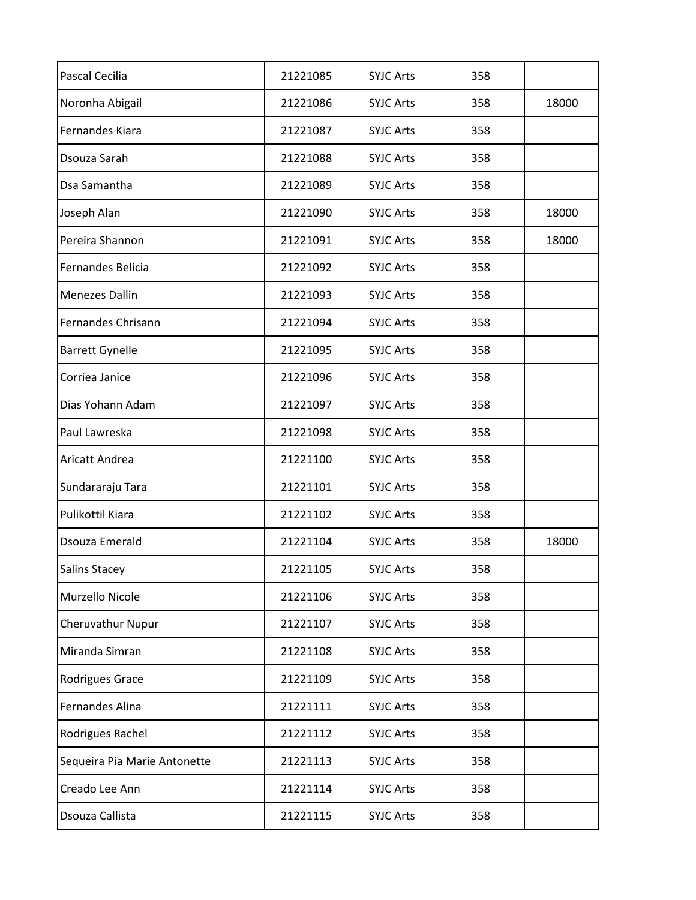| | | | | |
|---|---|---|---|---|
| Pascal Cecilia | 21221085 | SYJC Arts | 358 | |
| Noronha Abigail | 21221086 | SYJC Arts | 358 | 18000 |
| Fernandes Kiara | 21221087 | SYJC Arts | 358 | |
| Dsouza Sarah | 21221088 | SYJC Arts | 358 | |
| Dsa Samantha | 21221089 | SYJC Arts | 358 | |
| Joseph Alan | 21221090 | SYJC Arts | 358 | 18000 |
| Pereira Shannon | 21221091 | SYJC Arts | 358 | 18000 |
| Fernandes Belicia | 21221092 | SYJC Arts | 358 | |
| Menezes Dallin | 21221093 | SYJC Arts | 358 | |
| Fernandes Chrisann | 21221094 | SYJC Arts | 358 | |
| Barrett Gynelle | 21221095 | SYJC Arts | 358 | |
| Corriea Janice | 21221096 | SYJC Arts | 358 | |
| Dias Yohann Adam | 21221097 | SYJC Arts | 358 | |
| Paul Lawreska | 21221098 | SYJC Arts | 358 | |
| Aricatt Andrea | 21221100 | SYJC Arts | 358 | |
| Sundararaju Tara | 21221101 | SYJC Arts | 358 | |
| Pulikottil Kiara | 21221102 | SYJC Arts | 358 | |
| Dsouza Emerald | 21221104 | SYJC Arts | 358 | 18000 |
| Salins Stacey | 21221105 | SYJC Arts | 358 | |
| Murzello Nicole | 21221106 | SYJC Arts | 358 | |
| Cheruvathur Nupur | 21221107 | SYJC Arts | 358 | |
| Miranda Simran | 21221108 | SYJC Arts | 358 | |
| Rodrigues Grace | 21221109 | SYJC Arts | 358 | |
| Fernandes Alina | 21221111 | SYJC Arts | 358 | |
| Rodrigues Rachel | 21221112 | SYJC Arts | 358 | |
| Sequeira Pia Marie Antonette | 21221113 | SYJC Arts | 358 | |
| Creado Lee Ann | 21221114 | SYJC Arts | 358 | |
| Dsouza Callista | 21221115 | SYJC Arts | 358 | |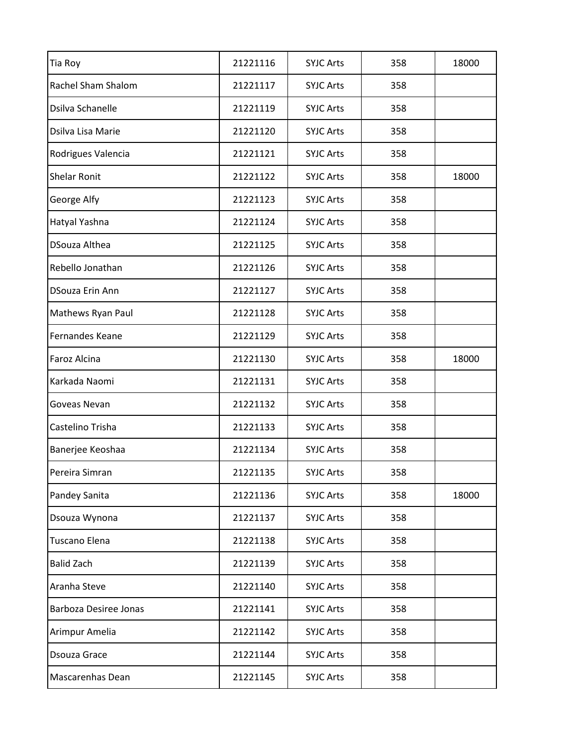| | | | | |
|---|---|---|---|---|
| Tia Roy | 21221116 | SYJC Arts | 358 | 18000 |
| Rachel Sham Shalom | 21221117 | SYJC Arts | 358 | |
| Dsilva Schanelle | 21221119 | SYJC Arts | 358 | |
| Dsilva Lisa Marie | 21221120 | SYJC Arts | 358 | |
| Rodrigues Valencia | 21221121 | SYJC Arts | 358 | |
| Shelar Ronit | 21221122 | SYJC Arts | 358 | 18000 |
| George Alfy | 21221123 | SYJC Arts | 358 | |
| Hatyal Yashna | 21221124 | SYJC Arts | 358 | |
| DSouza Althea | 21221125 | SYJC Arts | 358 | |
| Rebello Jonathan | 21221126 | SYJC Arts | 358 | |
| DSouza Erin Ann | 21221127 | SYJC Arts | 358 | |
| Mathews Ryan Paul | 21221128 | SYJC Arts | 358 | |
| Fernandes Keane | 21221129 | SYJC Arts | 358 | |
| Faroz Alcina | 21221130 | SYJC Arts | 358 | 18000 |
| Karkada Naomi | 21221131 | SYJC Arts | 358 | |
| Goveas Nevan | 21221132 | SYJC Arts | 358 | |
| Castelino Trisha | 21221133 | SYJC Arts | 358 | |
| Banerjee Keoshaa | 21221134 | SYJC Arts | 358 | |
| Pereira Simran | 21221135 | SYJC Arts | 358 | |
| Pandey Sanita | 21221136 | SYJC Arts | 358 | 18000 |
| Dsouza Wynona | 21221137 | SYJC Arts | 358 | |
| Tuscano Elena | 21221138 | SYJC Arts | 358 | |
| Balid Zach | 21221139 | SYJC Arts | 358 | |
| Aranha Steve | 21221140 | SYJC Arts | 358 | |
| Barboza Desiree Jonas | 21221141 | SYJC Arts | 358 | |
| Arimpur Amelia | 21221142 | SYJC Arts | 358 | |
| Dsouza Grace | 21221144 | SYJC Arts | 358 | |
| Mascarenhas Dean | 21221145 | SYJC Arts | 358 | |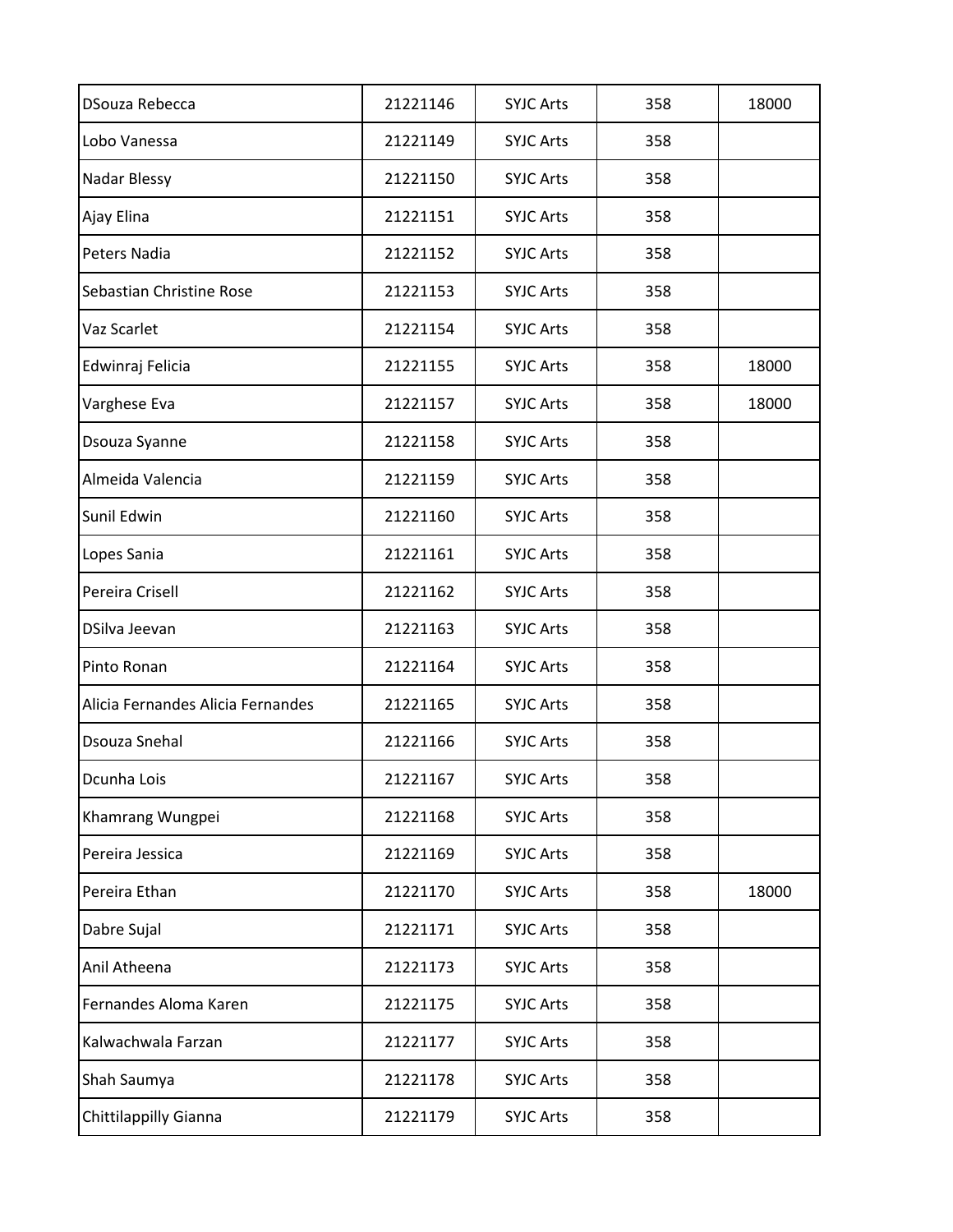| | | | | |
|---|---|---|---|---|
| DSouza Rebecca | 21221146 | SYJC Arts | 358 | 18000 |
| Lobo Vanessa | 21221149 | SYJC Arts | 358 | |
| Nadar Blessy | 21221150 | SYJC Arts | 358 | |
| Ajay Elina | 21221151 | SYJC Arts | 358 | |
| Peters Nadia | 21221152 | SYJC Arts | 358 | |
| Sebastian Christine Rose | 21221153 | SYJC Arts | 358 | |
| Vaz Scarlet | 21221154 | SYJC Arts | 358 | |
| Edwinraj Felicia | 21221155 | SYJC Arts | 358 | 18000 |
| Varghese Eva | 21221157 | SYJC Arts | 358 | 18000 |
| Dsouza Syanne | 21221158 | SYJC Arts | 358 | |
| Almeida Valencia | 21221159 | SYJC Arts | 358 | |
| Sunil Edwin | 21221160 | SYJC Arts | 358 | |
| Lopes Sania | 21221161 | SYJC Arts | 358 | |
| Pereira Crisell | 21221162 | SYJC Arts | 358 | |
| DSilva Jeevan | 21221163 | SYJC Arts | 358 | |
| Pinto Ronan | 21221164 | SYJC Arts | 358 | |
| Alicia Fernandes Alicia Fernandes | 21221165 | SYJC Arts | 358 | |
| Dsouza Snehal | 21221166 | SYJC Arts | 358 | |
| Dcunha Lois | 21221167 | SYJC Arts | 358 | |
| Khamrang Wungpei | 21221168 | SYJC Arts | 358 | |
| Pereira Jessica | 21221169 | SYJC Arts | 358 | |
| Pereira Ethan | 21221170 | SYJC Arts | 358 | 18000 |
| Dabre Sujal | 21221171 | SYJC Arts | 358 | |
| Anil Atheena | 21221173 | SYJC Arts | 358 | |
| Fernandes Aloma Karen | 21221175 | SYJC Arts | 358 | |
| Kalwachwala Farzan | 21221177 | SYJC Arts | 358 | |
| Shah Saumya | 21221178 | SYJC Arts | 358 | |
| Chittilappilly Gianna | 21221179 | SYJC Arts | 358 | |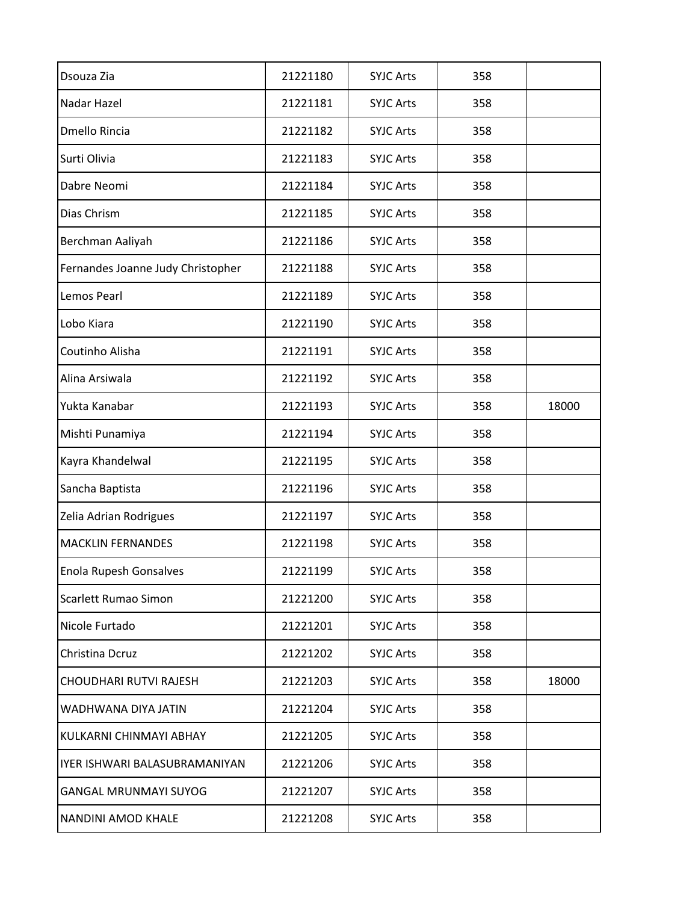| | | | | |
|---|---|---|---|---|
| Dsouza Zia | 21221180 | SYJC Arts | 358 | |
| Nadar Hazel | 21221181 | SYJC Arts | 358 | |
| Dmello Rincia | 21221182 | SYJC Arts | 358 | |
| Surti Olivia | 21221183 | SYJC Arts | 358 | |
| Dabre Neomi | 21221184 | SYJC Arts | 358 | |
| Dias Chrism | 21221185 | SYJC Arts | 358 | |
| Berchman Aaliyah | 21221186 | SYJC Arts | 358 | |
| Fernandes Joanne Judy Christopher | 21221188 | SYJC Arts | 358 | |
| Lemos Pearl | 21221189 | SYJC Arts | 358 | |
| Lobo Kiara | 21221190 | SYJC Arts | 358 | |
| Coutinho Alisha | 21221191 | SYJC Arts | 358 | |
| Alina Arsiwala | 21221192 | SYJC Arts | 358 | |
| Yukta Kanabar | 21221193 | SYJC Arts | 358 | 18000 |
| Mishti Punamiya | 21221194 | SYJC Arts | 358 | |
| Kayra Khandelwal | 21221195 | SYJC Arts | 358 | |
| Sancha Baptista | 21221196 | SYJC Arts | 358 | |
| Zelia Adrian Rodrigues | 21221197 | SYJC Arts | 358 | |
| MACKLIN FERNANDES | 21221198 | SYJC Arts | 358 | |
| Enola Rupesh Gonsalves | 21221199 | SYJC Arts | 358 | |
| Scarlett Rumao Simon | 21221200 | SYJC Arts | 358 | |
| Nicole Furtado | 21221201 | SYJC Arts | 358 | |
| Christina Dcruz | 21221202 | SYJC Arts | 358 | |
| CHOUDHARI RUTVI RAJESH | 21221203 | SYJC Arts | 358 | 18000 |
| WADHWANA DIYA JATIN | 21221204 | SYJC Arts | 358 | |
| KULKARNI CHINMAYI ABHAY | 21221205 | SYJC Arts | 358 | |
| IYER ISHWARI BALASUBRAMANIYAN | 21221206 | SYJC Arts | 358 | |
| GANGAL MRUNMAYI SUYOG | 21221207 | SYJC Arts | 358 | |
| NANDINI AMOD KHALE | 21221208 | SYJC Arts | 358 | |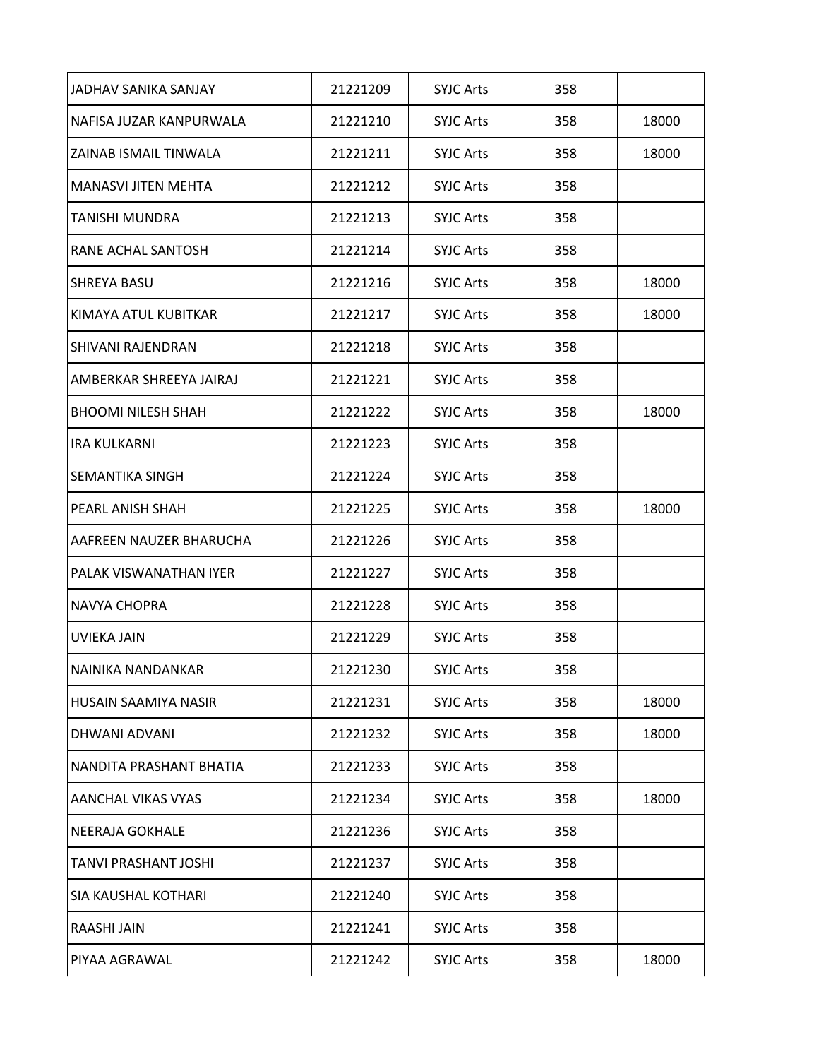| JADHAV SANIKA SANJAY | 21221209 | SYJC Arts | 358 | |
|---|---|---|---|---|
| NAFISA JUZAR KANPURWALA | 21221210 | SYJC Arts | 358 | 18000 |
| ZAINAB ISMAIL TINWALA | 21221211 | SYJC Arts | 358 | 18000 |
| MANASVI JITEN MEHTA | 21221212 | SYJC Arts | 358 | |
| TANISHI MUNDRA | 21221213 | SYJC Arts | 358 | |
| RANE ACHAL SANTOSH | 21221214 | SYJC Arts | 358 | |
| SHREYA BASU | 21221216 | SYJC Arts | 358 | 18000 |
| KIMAYA ATUL KUBITKAR | 21221217 | SYJC Arts | 358 | 18000 |
| SHIVANI RAJENDRAN | 21221218 | SYJC Arts | 358 | |
| AMBERKAR SHREEYA JAIRAJ | 21221221 | SYJC Arts | 358 | |
| BHOOMI NILESH SHAH | 21221222 | SYJC Arts | 358 | 18000 |
| IRA KULKARNI | 21221223 | SYJC Arts | 358 | |
| SEMANTIKA SINGH | 21221224 | SYJC Arts | 358 | |
| PEARL ANISH SHAH | 21221225 | SYJC Arts | 358 | 18000 |
| AAFREEN NAUZER BHARUCHA | 21221226 | SYJC Arts | 358 | |
| PALAK VISWANATHAN IYER | 21221227 | SYJC Arts | 358 | |
| NAVYA CHOPRA | 21221228 | SYJC Arts | 358 | |
| UVIEKA JAIN | 21221229 | SYJC Arts | 358 | |
| NAINIKA NANDANKAR | 21221230 | SYJC Arts | 358 | |
| HUSAIN SAAMIYA NASIR | 21221231 | SYJC Arts | 358 | 18000 |
| DHWANI ADVANI | 21221232 | SYJC Arts | 358 | 18000 |
| NANDITA PRASHANT BHATIA | 21221233 | SYJC Arts | 358 | |
| AANCHAL VIKAS VYAS | 21221234 | SYJC Arts | 358 | 18000 |
| NEERAJA GOKHALE | 21221236 | SYJC Arts | 358 | |
| TANVI PRASHANT JOSHI | 21221237 | SYJC Arts | 358 | |
| SIA KAUSHAL KOTHARI | 21221240 | SYJC Arts | 358 | |
| RAASHI JAIN | 21221241 | SYJC Arts | 358 | |
| PIYAA AGRAWAL | 21221242 | SYJC Arts | 358 | 18000 |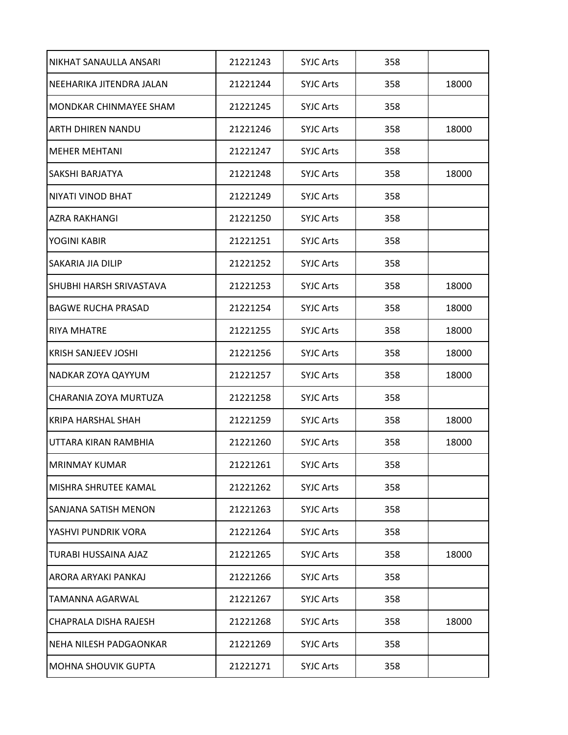| | | | | |
|---|---|---|---|---|
| NIKHAT SANAULLA ANSARI | 21221243 | SYJC Arts | 358 | |
| NEEHARIKA JITENDRA JALAN | 21221244 | SYJC Arts | 358 | 18000 |
| MONDKAR CHINMAYEE SHAM | 21221245 | SYJC Arts | 358 | |
| ARTH DHIREN NANDU | 21221246 | SYJC Arts | 358 | 18000 |
| MEHER MEHTANI | 21221247 | SYJC Arts | 358 | |
| SAKSHI BARJATYA | 21221248 | SYJC Arts | 358 | 18000 |
| NIYATI VINOD BHAT | 21221249 | SYJC Arts | 358 | |
| AZRA RAKHANGI | 21221250 | SYJC Arts | 358 | |
| YOGINI KABIR | 21221251 | SYJC Arts | 358 | |
| SAKARIA JIA DILIP | 21221252 | SYJC Arts | 358 | |
| SHUBHI HARSH SRIVASTAVA | 21221253 | SYJC Arts | 358 | 18000 |
| BAGWE RUCHA PRASAD | 21221254 | SYJC Arts | 358 | 18000 |
| RIYA MHATRE | 21221255 | SYJC Arts | 358 | 18000 |
| KRISH SANJEEV JOSHI | 21221256 | SYJC Arts | 358 | 18000 |
| NADKAR ZOYA QAYYUM | 21221257 | SYJC Arts | 358 | 18000 |
| CHARANIA ZOYA MURTUZA | 21221258 | SYJC Arts | 358 | |
| KRIPA HARSHAL SHAH | 21221259 | SYJC Arts | 358 | 18000 |
| UTTARA KIRAN RAMBHIA | 21221260 | SYJC Arts | 358 | 18000 |
| MRINMAY KUMAR | 21221261 | SYJC Arts | 358 | |
| MISHRA SHRUTEE KAMAL | 21221262 | SYJC Arts | 358 | |
| SANJANA SATISH MENON | 21221263 | SYJC Arts | 358 | |
| YASHVI PUNDRIK VORA | 21221264 | SYJC Arts | 358 | |
| TURABI HUSSAINA AJAZ | 21221265 | SYJC Arts | 358 | 18000 |
| ARORA ARYAKI PANKAJ | 21221266 | SYJC Arts | 358 | |
| TAMANNA AGARWAL | 21221267 | SYJC Arts | 358 | |
| CHAPRALA DISHA RAJESH | 21221268 | SYJC Arts | 358 | 18000 |
| NEHA NILESH PADGAONKAR | 21221269 | SYJC Arts | 358 | |
| MOHNA SHOUVIK GUPTA | 21221271 | SYJC Arts | 358 | |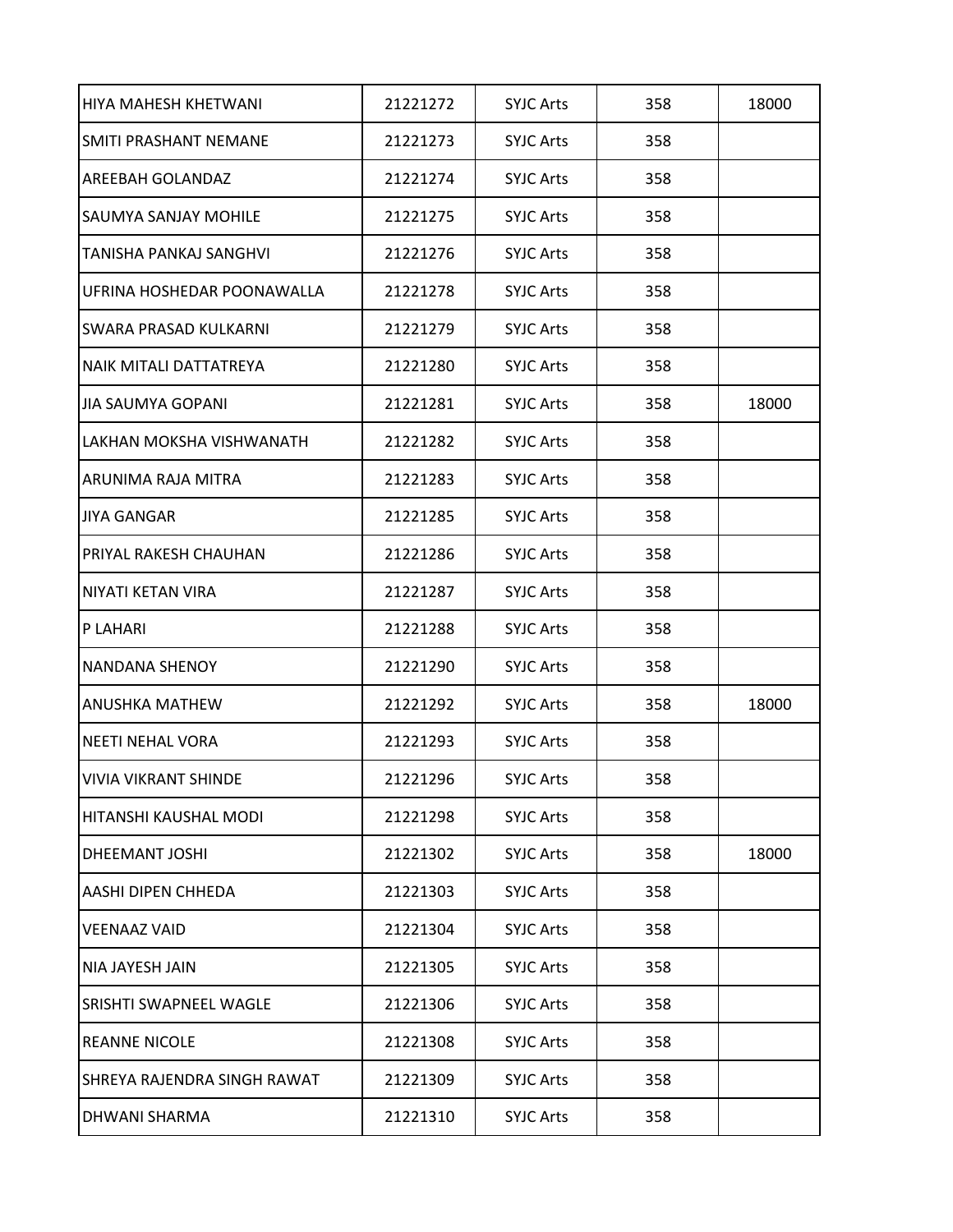| | | | | |
|---|---|---|---|---|
| HIYA MAHESH KHETWANI | 21221272 | SYJC Arts | 358 | 18000 |
| SMITI PRASHANT NEMANE | 21221273 | SYJC Arts | 358 | |
| AREEBAH GOLANDAZ | 21221274 | SYJC Arts | 358 | |
| SAUMYA SANJAY MOHILE | 21221275 | SYJC Arts | 358 | |
| TANISHA PANKAJ SANGHVI | 21221276 | SYJC Arts | 358 | |
| UFRINA HOSHEDAR POONAWALLA | 21221278 | SYJC Arts | 358 | |
| SWARA PRASAD KULKARNI | 21221279 | SYJC Arts | 358 | |
| NAIK MITALI DATTATREYA | 21221280 | SYJC Arts | 358 | |
| JIA SAUMYA GOPANI | 21221281 | SYJC Arts | 358 | 18000 |
| LAKHAN MOKSHA VISHWANATH | 21221282 | SYJC Arts | 358 | |
| ARUNIMA RAJA MITRA | 21221283 | SYJC Arts | 358 | |
| JIYA GANGAR | 21221285 | SYJC Arts | 358 | |
| PRIYAL RAKESH CHAUHAN | 21221286 | SYJC Arts | 358 | |
| NIYATI KETAN VIRA | 21221287 | SYJC Arts | 358 | |
| P LAHARI | 21221288 | SYJC Arts | 358 | |
| NANDANA SHENOY | 21221290 | SYJC Arts | 358 | |
| ANUSHKA MATHEW | 21221292 | SYJC Arts | 358 | 18000 |
| NEETI NEHAL VORA | 21221293 | SYJC Arts | 358 | |
| VIVIA VIKRANT SHINDE | 21221296 | SYJC Arts | 358 | |
| HITANSHI KAUSHAL MODI | 21221298 | SYJC Arts | 358 | |
| DHEEMANT JOSHI | 21221302 | SYJC Arts | 358 | 18000 |
| AASHI DIPEN CHHEDA | 21221303 | SYJC Arts | 358 | |
| VEENAAZ VAID | 21221304 | SYJC Arts | 358 | |
| NIA JAYESH JAIN | 21221305 | SYJC Arts | 358 | |
| SRISHTI SWAPNEEL WAGLE | 21221306 | SYJC Arts | 358 | |
| REANNE NICOLE | 21221308 | SYJC Arts | 358 | |
| SHREYA RAJENDRA SINGH RAWAT | 21221309 | SYJC Arts | 358 | |
| DHWANI SHARMA | 21221310 | SYJC Arts | 358 | |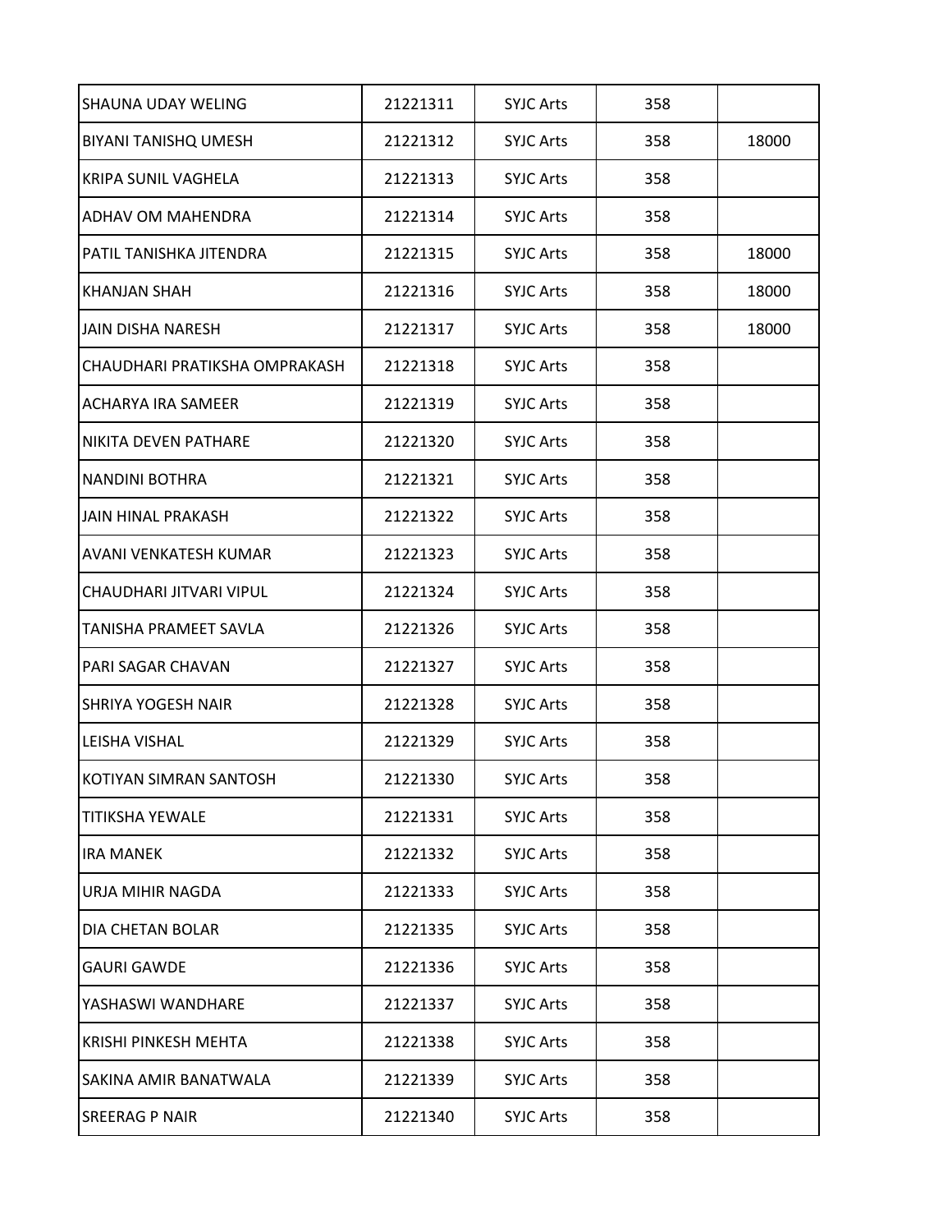| | | | | |
|---|---|---|---|---|
| SHAUNA UDAY WELING | 21221311 | SYJC Arts | 358 | |
| BIYANI TANISHQ UMESH | 21221312 | SYJC Arts | 358 | 18000 |
| KRIPA SUNIL VAGHELA | 21221313 | SYJC Arts | 358 | |
| ADHAV OM MAHENDRA | 21221314 | SYJC Arts | 358 | |
| PATIL TANISHKA JITENDRA | 21221315 | SYJC Arts | 358 | 18000 |
| KHANJAN SHAH | 21221316 | SYJC Arts | 358 | 18000 |
| JAIN DISHA NARESH | 21221317 | SYJC Arts | 358 | 18000 |
| CHAUDHARI PRATIKSHA OMPRAKASH | 21221318 | SYJC Arts | 358 | |
| ACHARYA IRA SAMEER | 21221319 | SYJC Arts | 358 | |
| NIKITA DEVEN PATHARE | 21221320 | SYJC Arts | 358 | |
| NANDINI BOTHRA | 21221321 | SYJC Arts | 358 | |
| JAIN HINAL PRAKASH | 21221322 | SYJC Arts | 358 | |
| AVANI VENKATESH KUMAR | 21221323 | SYJC Arts | 358 | |
| CHAUDHARI JITVARI VIPUL | 21221324 | SYJC Arts | 358 | |
| TANISHA PRAMEET SAVLA | 21221326 | SYJC Arts | 358 | |
| PARI SAGAR CHAVAN | 21221327 | SYJC Arts | 358 | |
| SHRIYA YOGESH NAIR | 21221328 | SYJC Arts | 358 | |
| LEISHA VISHAL | 21221329 | SYJC Arts | 358 | |
| KOTIYAN SIMRAN SANTOSH | 21221330 | SYJC Arts | 358 | |
| TITIKSHA YEWALE | 21221331 | SYJC Arts | 358 | |
| IRA MANEK | 21221332 | SYJC Arts | 358 | |
| URJA MIHIR NAGDA | 21221333 | SYJC Arts | 358 | |
| DIA CHETAN BOLAR | 21221335 | SYJC Arts | 358 | |
| GAURI GAWDE | 21221336 | SYJC Arts | 358 | |
| YASHASWI WANDHARE | 21221337 | SYJC Arts | 358 | |
| KRISHI PINKESH MEHTA | 21221338 | SYJC Arts | 358 | |
| SAKINA AMIR BANATWALA | 21221339 | SYJC Arts | 358 | |
| SREERAG P NAIR | 21221340 | SYJC Arts | 358 | |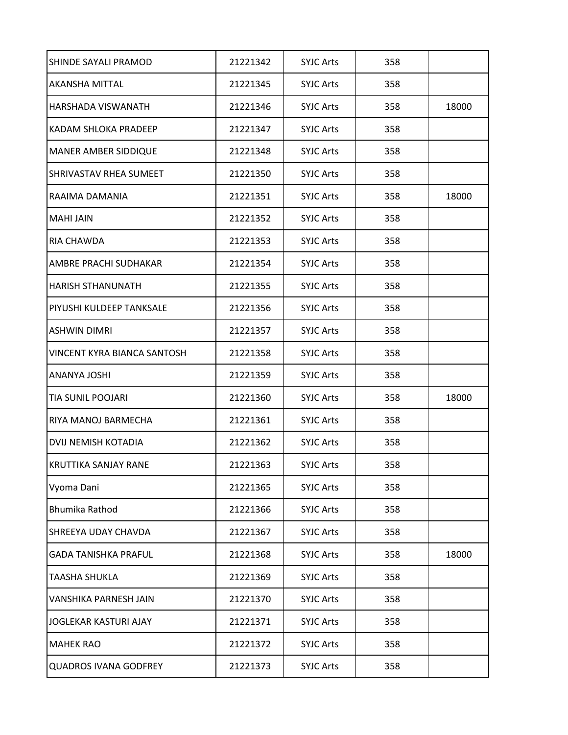| | | | | |
|---|---|---|---|---|
| SHINDE SAYALI PRAMOD | 21221342 | SYJC Arts | 358 | |
| AKANSHA MITTAL | 21221345 | SYJC Arts | 358 | |
| HARSHADA VISWANATH | 21221346 | SYJC Arts | 358 | 18000 |
| KADAM SHLOKA PRADEEP | 21221347 | SYJC Arts | 358 | |
| MANER AMBER SIDDIQUE | 21221348 | SYJC Arts | 358 | |
| SHRIVASTAV RHEA SUMEET | 21221350 | SYJC Arts | 358 | |
| RAAIMA DAMANIA | 21221351 | SYJC Arts | 358 | 18000 |
| MAHI JAIN | 21221352 | SYJC Arts | 358 | |
| RIA CHAWDA | 21221353 | SYJC Arts | 358 | |
| AMBRE PRACHI SUDHAKAR | 21221354 | SYJC Arts | 358 | |
| HARISH STHANUNATH | 21221355 | SYJC Arts | 358 | |
| PIYUSHI KULDEEP TANKSALE | 21221356 | SYJC Arts | 358 | |
| ASHWIN DIMRI | 21221357 | SYJC Arts | 358 | |
| VINCENT KYRA BIANCA SANTOSH | 21221358 | SYJC Arts | 358 | |
| ANANYA JOSHI | 21221359 | SYJC Arts | 358 | |
| TIA SUNIL POOJARI | 21221360 | SYJC Arts | 358 | 18000 |
| RIYA MANOJ BARMECHA | 21221361 | SYJC Arts | 358 | |
| DVIJ NEMISH KOTADIA | 21221362 | SYJC Arts | 358 | |
| KRUTTIKA SANJAY RANE | 21221363 | SYJC Arts | 358 | |
| Vyoma Dani | 21221365 | SYJC Arts | 358 | |
| Bhumika Rathod | 21221366 | SYJC Arts | 358 | |
| SHREEYA UDAY CHAVDA | 21221367 | SYJC Arts | 358 | |
| GADA TANISHKA PRAFUL | 21221368 | SYJC Arts | 358 | 18000 |
| TAASHA SHUKLA | 21221369 | SYJC Arts | 358 | |
| VANSHIKA PARNESH JAIN | 21221370 | SYJC Arts | 358 | |
| JOGLEKAR KASTURI AJAY | 21221371 | SYJC Arts | 358 | |
| MAHEK RAO | 21221372 | SYJC Arts | 358 | |
| QUADROS IVANA GODFREY | 21221373 | SYJC Arts | 358 | |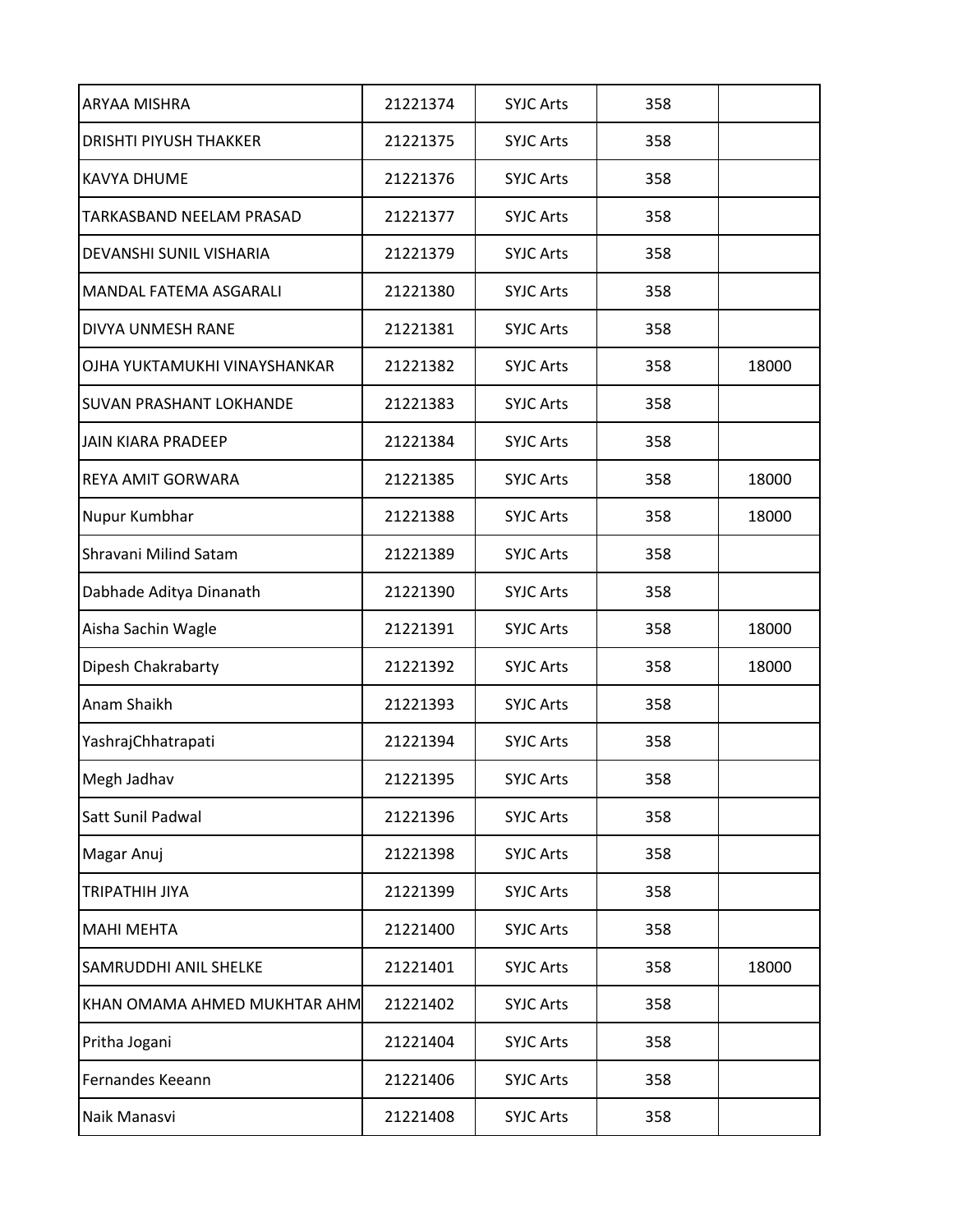| | | | | |
|---|---|---|---|---|
| ARYAA MISHRA | 21221374 | SYJC Arts | 358 | |
| DRISHTI PIYUSH THAKKER | 21221375 | SYJC Arts | 358 | |
| KAVYA DHUME | 21221376 | SYJC Arts | 358 | |
| TARKASBAND NEELAM PRASAD | 21221377 | SYJC Arts | 358 | |
| DEVANSHI SUNIL VISHARIA | 21221379 | SYJC Arts | 358 | |
| MANDAL FATEMA ASGARALI | 21221380 | SYJC Arts | 358 | |
| DIVYA UNMESH RANE | 21221381 | SYJC Arts | 358 | |
| OJHA YUKTAMUKHI VINAYSHANKAR | 21221382 | SYJC Arts | 358 | 18000 |
| SUVAN PRASHANT LOKHANDE | 21221383 | SYJC Arts | 358 | |
| JAIN KIARA PRADEEP | 21221384 | SYJC Arts | 358 | |
| REYA AMIT GORWARA | 21221385 | SYJC Arts | 358 | 18000 |
| Nupur Kumbhar | 21221388 | SYJC Arts | 358 | 18000 |
| Shravani Milind Satam | 21221389 | SYJC Arts | 358 | |
| Dabhade Aditya Dinanath | 21221390 | SYJC Arts | 358 | |
| Aisha Sachin Wagle | 21221391 | SYJC Arts | 358 | 18000 |
| Dipesh Chakrabarty | 21221392 | SYJC Arts | 358 | 18000 |
| Anam Shaikh | 21221393 | SYJC Arts | 358 | |
| YashrajChhatrapati | 21221394 | SYJC Arts | 358 | |
| Megh Jadhav | 21221395 | SYJC Arts | 358 | |
| Satt Sunil Padwal | 21221396 | SYJC Arts | 358 | |
| Magar Anuj | 21221398 | SYJC Arts | 358 | |
| TRIPATHIH JIYA | 21221399 | SYJC Arts | 358 | |
| MAHI MEHTA | 21221400 | SYJC Arts | 358 | |
| SAMRUDDHI ANIL SHELKE | 21221401 | SYJC Arts | 358 | 18000 |
| KHAN OMAMA AHMED MUKHTAR AHM | 21221402 | SYJC Arts | 358 | |
| Pritha Jogani | 21221404 | SYJC Arts | 358 | |
| Fernandes Keeann | 21221406 | SYJC Arts | 358 | |
| Naik Manasvi | 21221408 | SYJC Arts | 358 | |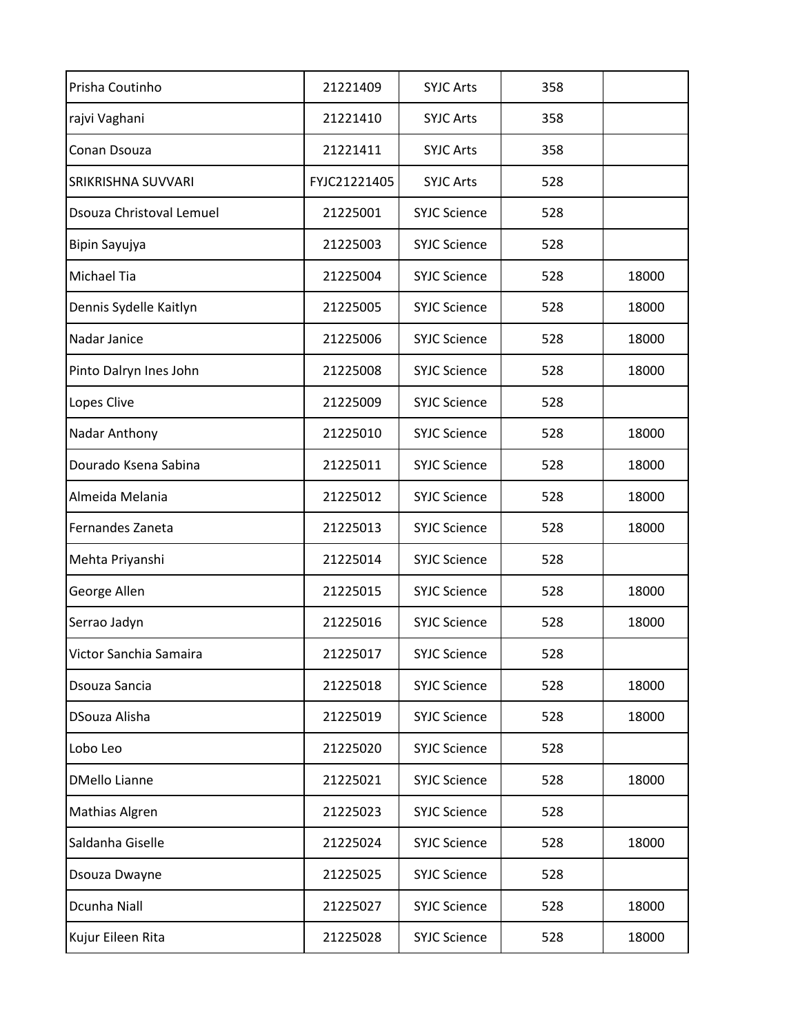| | | | | |
|---|---|---|---|---|
| Prisha Coutinho | 21221409 | SYJC Arts | 358 | |
| rajvi Vaghani | 21221410 | SYJC Arts | 358 | |
| Conan Dsouza | 21221411 | SYJC Arts | 358 | |
| SRIKRISHNA SUVVARI | FYJC21221405 | SYJC Arts | 528 | |
| Dsouza Christoval Lemuel | 21225001 | SYJC Science | 528 | |
| Bipin Sayujya | 21225003 | SYJC Science | 528 | |
| Michael Tia | 21225004 | SYJC Science | 528 | 18000 |
| Dennis Sydelle Kaitlyn | 21225005 | SYJC Science | 528 | 18000 |
| Nadar Janice | 21225006 | SYJC Science | 528 | 18000 |
| Pinto Dalryn Ines John | 21225008 | SYJC Science | 528 | 18000 |
| Lopes Clive | 21225009 | SYJC Science | 528 | |
| Nadar Anthony | 21225010 | SYJC Science | 528 | 18000 |
| Dourado Ksena Sabina | 21225011 | SYJC Science | 528 | 18000 |
| Almeida Melania | 21225012 | SYJC Science | 528 | 18000 |
| Fernandes Zaneta | 21225013 | SYJC Science | 528 | 18000 |
| Mehta Priyanshi | 21225014 | SYJC Science | 528 | |
| George Allen | 21225015 | SYJC Science | 528 | 18000 |
| Serrao Jadyn | 21225016 | SYJC Science | 528 | 18000 |
| Victor Sanchia Samaira | 21225017 | SYJC Science | 528 | |
| Dsouza Sancia | 21225018 | SYJC Science | 528 | 18000 |
| DSouza Alisha | 21225019 | SYJC Science | 528 | 18000 |
| Lobo Leo | 21225020 | SYJC Science | 528 | |
| DMello Lianne | 21225021 | SYJC Science | 528 | 18000 |
| Mathias Algren | 21225023 | SYJC Science | 528 | |
| Saldanha Giselle | 21225024 | SYJC Science | 528 | 18000 |
| Dsouza Dwayne | 21225025 | SYJC Science | 528 | |
| Dcunha Niall | 21225027 | SYJC Science | 528 | 18000 |
| Kujur Eileen Rita | 21225028 | SYJC Science | 528 | 18000 |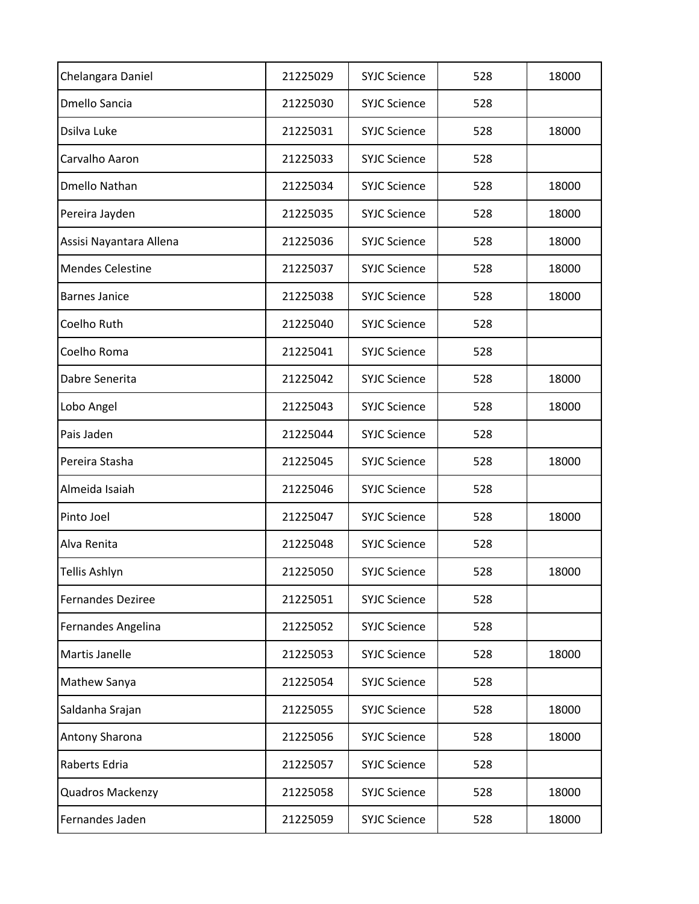| Chelangara Daniel | 21225029 | SYJC Science | 528 | 18000 |
|---|---|---|---|---|
| Dmello Sancia | 21225030 | SYJC Science | 528 | |
| Dsilva Luke | 21225031 | SYJC Science | 528 | 18000 |
| Carvalho Aaron | 21225033 | SYJC Science | 528 | |
| Dmello Nathan | 21225034 | SYJC Science | 528 | 18000 |
| Pereira Jayden | 21225035 | SYJC Science | 528 | 18000 |
| Assisi Nayantara Allena | 21225036 | SYJC Science | 528 | 18000 |
| Mendes Celestine | 21225037 | SYJC Science | 528 | 18000 |
| Barnes Janice | 21225038 | SYJC Science | 528 | 18000 |
| Coelho Ruth | 21225040 | SYJC Science | 528 | |
| Coelho Roma | 21225041 | SYJC Science | 528 | |
| Dabre Senerita | 21225042 | SYJC Science | 528 | 18000 |
| Lobo Angel | 21225043 | SYJC Science | 528 | 18000 |
| Pais Jaden | 21225044 | SYJC Science | 528 | |
| Pereira Stasha | 21225045 | SYJC Science | 528 | 18000 |
| Almeida Isaiah | 21225046 | SYJC Science | 528 | |
| Pinto Joel | 21225047 | SYJC Science | 528 | 18000 |
| Alva Renita | 21225048 | SYJC Science | 528 | |
| Tellis Ashlyn | 21225050 | SYJC Science | 528 | 18000 |
| Fernandes Deziree | 21225051 | SYJC Science | 528 | |
| Fernandes Angelina | 21225052 | SYJC Science | 528 | |
| Martis Janelle | 21225053 | SYJC Science | 528 | 18000 |
| Mathew Sanya | 21225054 | SYJC Science | 528 | |
| Saldanha Srajan | 21225055 | SYJC Science | 528 | 18000 |
| Antony Sharona | 21225056 | SYJC Science | 528 | 18000 |
| Raberts Edria | 21225057 | SYJC Science | 528 | |
| Quadros Mackenzy | 21225058 | SYJC Science | 528 | 18000 |
| Fernandes Jaden | 21225059 | SYJC Science | 528 | 18000 |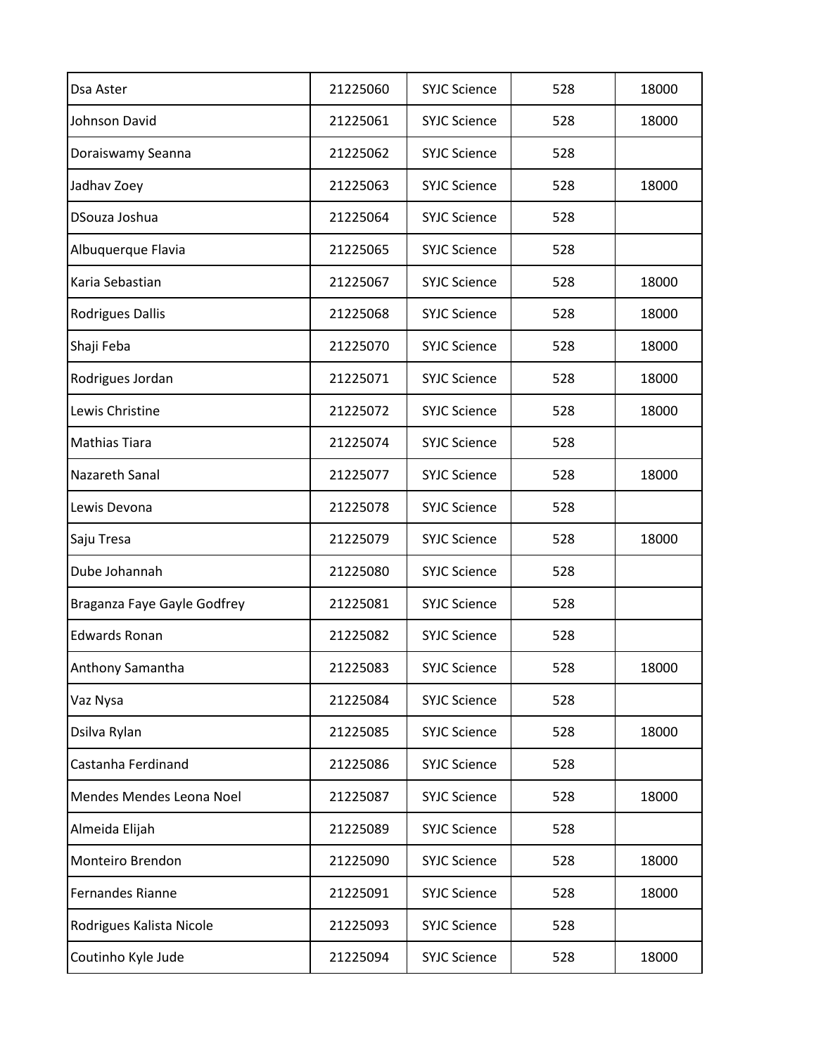| | | | | |
|---|---|---|---|---|
| Dsa Aster | 21225060 | SYJC Science | 528 | 18000 |
| Johnson David | 21225061 | SYJC Science | 528 | 18000 |
| Doraiswamy Seanna | 21225062 | SYJC Science | 528 | |
| Jadhav Zoey | 21225063 | SYJC Science | 528 | 18000 |
| DSouza Joshua | 21225064 | SYJC Science | 528 | |
| Albuquerque Flavia | 21225065 | SYJC Science | 528 | |
| Karia Sebastian | 21225067 | SYJC Science | 528 | 18000 |
| Rodrigues Dallis | 21225068 | SYJC Science | 528 | 18000 |
| Shaji Feba | 21225070 | SYJC Science | 528 | 18000 |
| Rodrigues Jordan | 21225071 | SYJC Science | 528 | 18000 |
| Lewis Christine | 21225072 | SYJC Science | 528 | 18000 |
| Mathias Tiara | 21225074 | SYJC Science | 528 | |
| Nazareth Sanal | 21225077 | SYJC Science | 528 | 18000 |
| Lewis Devona | 21225078 | SYJC Science | 528 | |
| Saju Tresa | 21225079 | SYJC Science | 528 | 18000 |
| Dube Johannah | 21225080 | SYJC Science | 528 | |
| Braganza Faye Gayle Godfrey | 21225081 | SYJC Science | 528 | |
| Edwards Ronan | 21225082 | SYJC Science | 528 | |
| Anthony Samantha | 21225083 | SYJC Science | 528 | 18000 |
| Vaz Nysa | 21225084 | SYJC Science | 528 | |
| Dsilva Rylan | 21225085 | SYJC Science | 528 | 18000 |
| Castanha Ferdinand | 21225086 | SYJC Science | 528 | |
| Mendes Mendes Leona Noel | 21225087 | SYJC Science | 528 | 18000 |
| Almeida Elijah | 21225089 | SYJC Science | 528 | |
| Monteiro Brendon | 21225090 | SYJC Science | 528 | 18000 |
| Fernandes Rianne | 21225091 | SYJC Science | 528 | 18000 |
| Rodrigues Kalista Nicole | 21225093 | SYJC Science | 528 | |
| Coutinho Kyle Jude | 21225094 | SYJC Science | 528 | 18000 |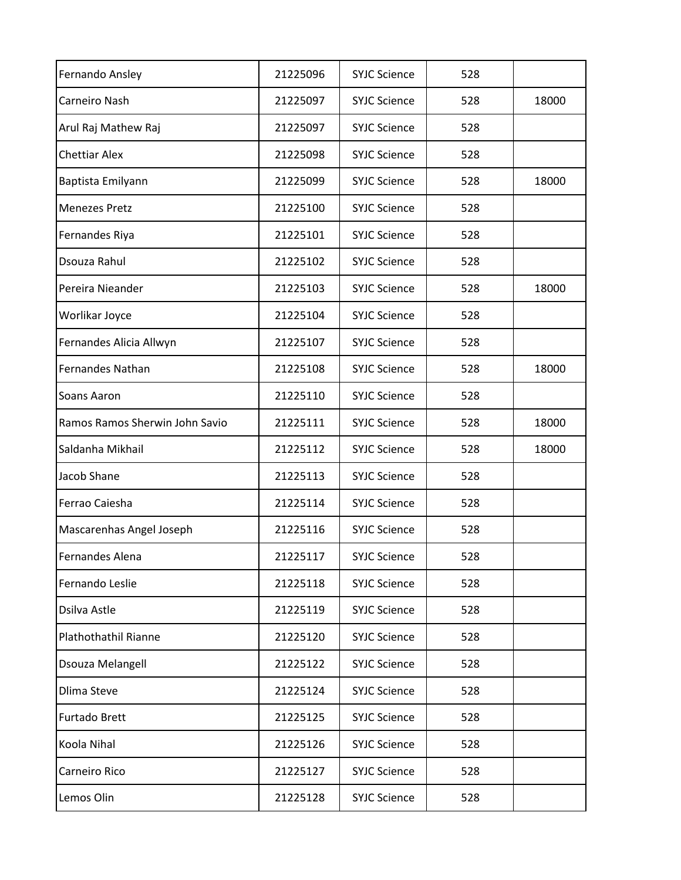| | | | | |
|---|---|---|---|---|
| Fernando Ansley | 21225096 | SYJC Science | 528 | |
| Carneiro Nash | 21225097 | SYJC Science | 528 | 18000 |
| Arul Raj Mathew Raj | 21225097 | SYJC Science | 528 | |
| Chettiar Alex | 21225098 | SYJC Science | 528 | |
| Baptista Emilyann | 21225099 | SYJC Science | 528 | 18000 |
| Menezes Pretz | 21225100 | SYJC Science | 528 | |
| Fernandes Riya | 21225101 | SYJC Science | 528 | |
| Dsouza Rahul | 21225102 | SYJC Science | 528 | |
| Pereira Nieander | 21225103 | SYJC Science | 528 | 18000 |
| Worlikar Joyce | 21225104 | SYJC Science | 528 | |
| Fernandes Alicia Allwyn | 21225107 | SYJC Science | 528 | |
| Fernandes Nathan | 21225108 | SYJC Science | 528 | 18000 |
| Soans Aaron | 21225110 | SYJC Science | 528 | |
| Ramos Ramos Sherwin John Savio | 21225111 | SYJC Science | 528 | 18000 |
| Saldanha Mikhail | 21225112 | SYJC Science | 528 | 18000 |
| Jacob Shane | 21225113 | SYJC Science | 528 | |
| Ferrao Caiesha | 21225114 | SYJC Science | 528 | |
| Mascarenhas Angel Joseph | 21225116 | SYJC Science | 528 | |
| Fernandes Alena | 21225117 | SYJC Science | 528 | |
| Fernando Leslie | 21225118 | SYJC Science | 528 | |
| Dsilva Astle | 21225119 | SYJC Science | 528 | |
| Plathothathil Rianne | 21225120 | SYJC Science | 528 | |
| Dsouza Melangell | 21225122 | SYJC Science | 528 | |
| Dlima Steve | 21225124 | SYJC Science | 528 | |
| Furtado Brett | 21225125 | SYJC Science | 528 | |
| Koola Nihal | 21225126 | SYJC Science | 528 | |
| Carneiro Rico | 21225127 | SYJC Science | 528 | |
| Lemos Olin | 21225128 | SYJC Science | 528 | |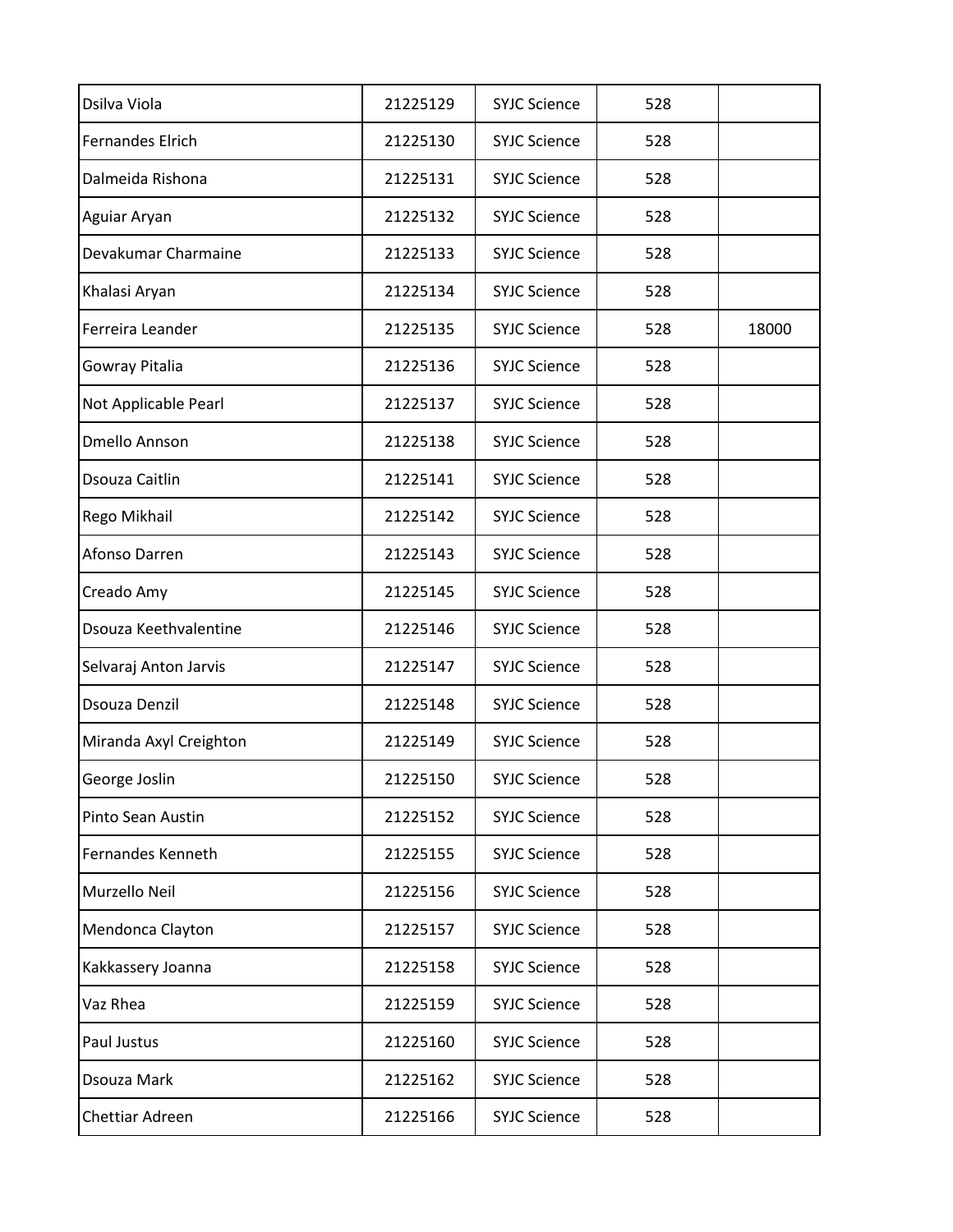| | | | | |
|---|---|---|---|---|
| Dsilva Viola | 21225129 | SYJC Science | 528 | |
| Fernandes Elrich | 21225130 | SYJC Science | 528 | |
| Dalmeida Rishona | 21225131 | SYJC Science | 528 | |
| Aguiar Aryan | 21225132 | SYJC Science | 528 | |
| Devakumar Charmaine | 21225133 | SYJC Science | 528 | |
| Khalasi Aryan | 21225134 | SYJC Science | 528 | |
| Ferreira Leander | 21225135 | SYJC Science | 528 | 18000 |
| Gowray Pitalia | 21225136 | SYJC Science | 528 | |
| Not Applicable Pearl | 21225137 | SYJC Science | 528 | |
| Dmello Annson | 21225138 | SYJC Science | 528 | |
| Dsouza Caitlin | 21225141 | SYJC Science | 528 | |
| Rego Mikhail | 21225142 | SYJC Science | 528 | |
| Afonso Darren | 21225143 | SYJC Science | 528 | |
| Creado Amy | 21225145 | SYJC Science | 528 | |
| Dsouza Keethvalentine | 21225146 | SYJC Science | 528 | |
| Selvaraj Anton Jarvis | 21225147 | SYJC Science | 528 | |
| Dsouza Denzil | 21225148 | SYJC Science | 528 | |
| Miranda Axyl Creighton | 21225149 | SYJC Science | 528 | |
| George Joslin | 21225150 | SYJC Science | 528 | |
| Pinto Sean Austin | 21225152 | SYJC Science | 528 | |
| Fernandes Kenneth | 21225155 | SYJC Science | 528 | |
| Murzello Neil | 21225156 | SYJC Science | 528 | |
| Mendonca Clayton | 21225157 | SYJC Science | 528 | |
| Kakkassery Joanna | 21225158 | SYJC Science | 528 | |
| Vaz Rhea | 21225159 | SYJC Science | 528 | |
| Paul Justus | 21225160 | SYJC Science | 528 | |
| Dsouza Mark | 21225162 | SYJC Science | 528 | |
| Chettiar Adreen | 21225166 | SYJC Science | 528 | |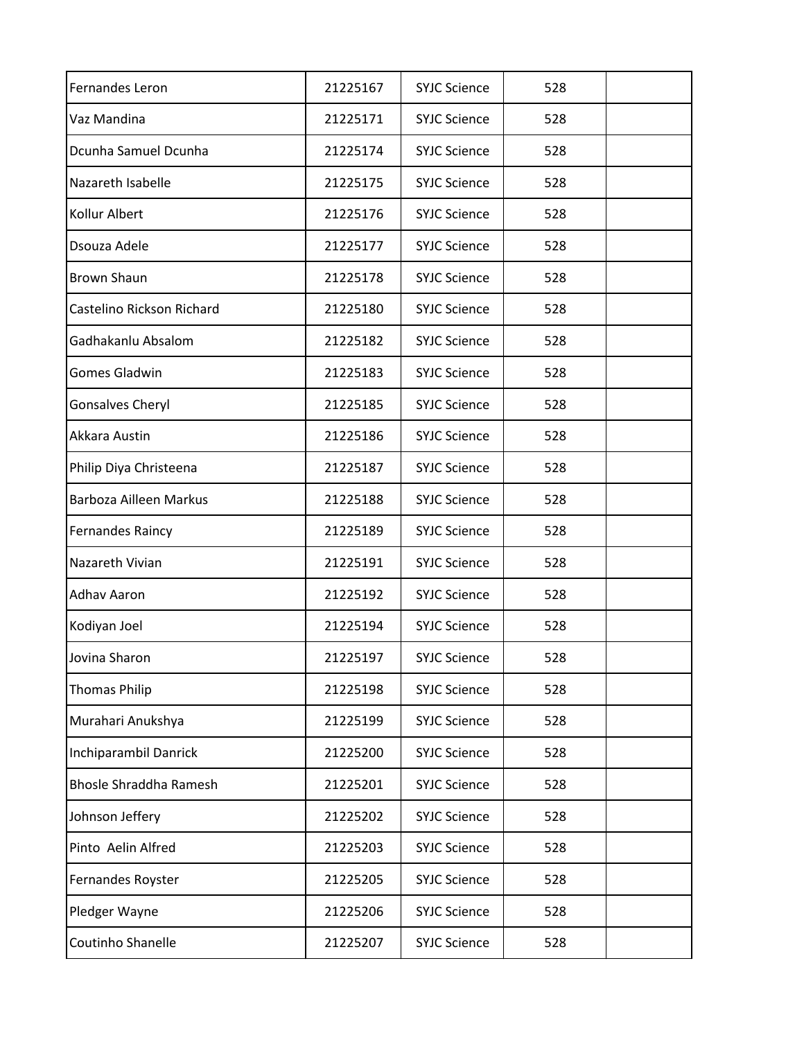| | | | | |
|---|---|---|---|---|
| Fernandes Leron | 21225167 | SYJC Science | 528 | |
| Vaz Mandina | 21225171 | SYJC Science | 528 | |
| Dcunha Samuel Dcunha | 21225174 | SYJC Science | 528 | |
| Nazareth Isabelle | 21225175 | SYJC Science | 528 | |
| Kollur Albert | 21225176 | SYJC Science | 528 | |
| Dsouza Adele | 21225177 | SYJC Science | 528 | |
| Brown Shaun | 21225178 | SYJC Science | 528 | |
| Castelino Rickson Richard | 21225180 | SYJC Science | 528 | |
| Gadhakanlu Absalom | 21225182 | SYJC Science | 528 | |
| Gomes Gladwin | 21225183 | SYJC Science | 528 | |
| Gonsalves Cheryl | 21225185 | SYJC Science | 528 | |
| Akkara Austin | 21225186 | SYJC Science | 528 | |
| Philip Diya Christeena | 21225187 | SYJC Science | 528 | |
| Barboza Ailleen Markus | 21225188 | SYJC Science | 528 | |
| Fernandes Raincy | 21225189 | SYJC Science | 528 | |
| Nazareth Vivian | 21225191 | SYJC Science | 528 | |
| Adhav Aaron | 21225192 | SYJC Science | 528 | |
| Kodiyan Joel | 21225194 | SYJC Science | 528 | |
| Jovina Sharon | 21225197 | SYJC Science | 528 | |
| Thomas Philip | 21225198 | SYJC Science | 528 | |
| Murahari Anukshya | 21225199 | SYJC Science | 528 | |
| Inchiparambil Danrick | 21225200 | SYJC Science | 528 | |
| Bhosle Shraddha Ramesh | 21225201 | SYJC Science | 528 | |
| Johnson Jeffery | 21225202 | SYJC Science | 528 | |
| Pinto Aelin Alfred | 21225203 | SYJC Science | 528 | |
| Fernandes Royster | 21225205 | SYJC Science | 528 | |
| Pledger Wayne | 21225206 | SYJC Science | 528 | |
| Coutinho Shanelle | 21225207 | SYJC Science | 528 | |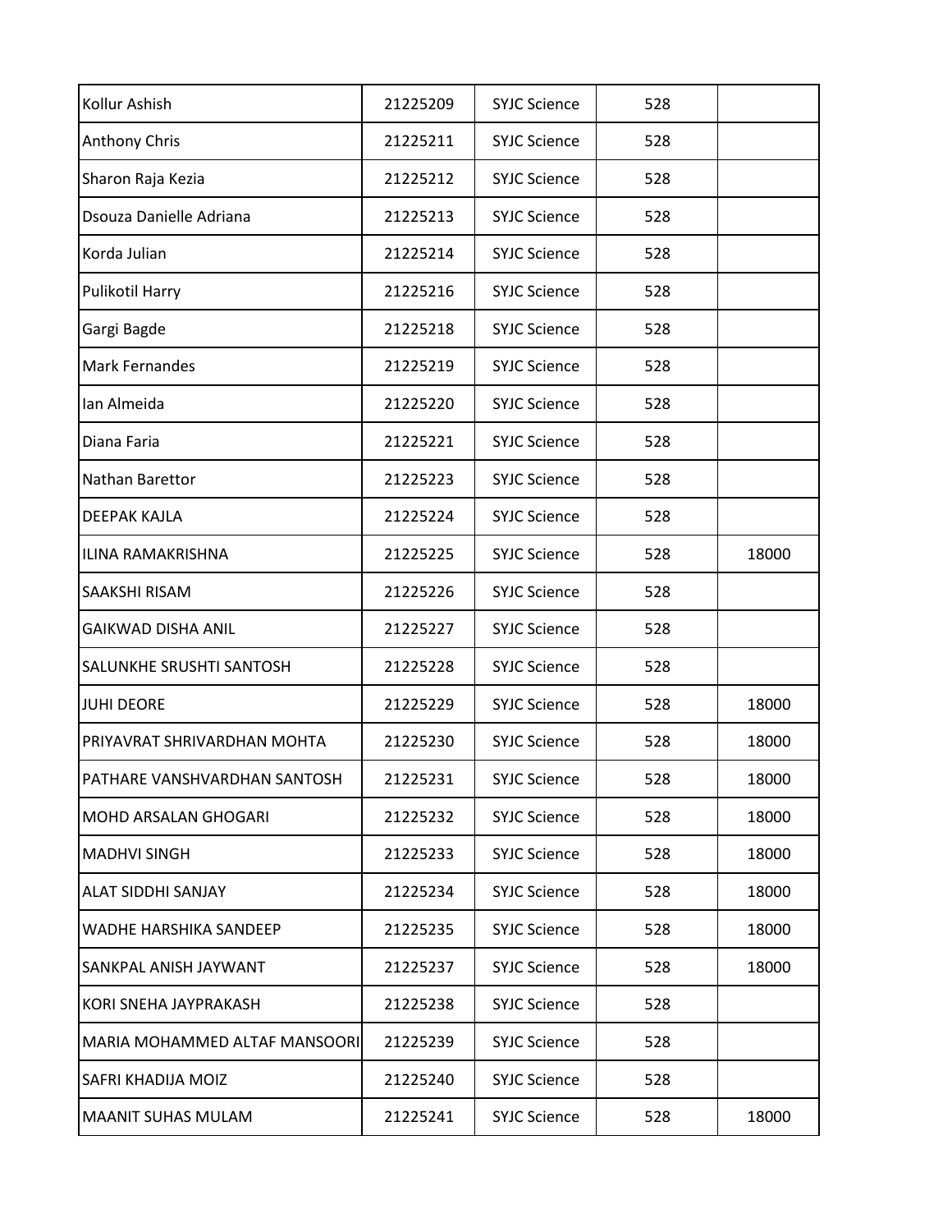| | | | | |
|---|---|---|---|---|
| Kollur Ashish | 21225209 | SYJC Science | 528 | |
| Anthony Chris | 21225211 | SYJC Science | 528 | |
| Sharon Raja Kezia | 21225212 | SYJC Science | 528 | |
| Dsouza Danielle Adriana | 21225213 | SYJC Science | 528 | |
| Korda Julian | 21225214 | SYJC Science | 528 | |
| Pulikotil Harry | 21225216 | SYJC Science | 528 | |
| Gargi Bagde | 21225218 | SYJC Science | 528 | |
| Mark Fernandes | 21225219 | SYJC Science | 528 | |
| Ian Almeida | 21225220 | SYJC Science | 528 | |
| Diana Faria | 21225221 | SYJC Science | 528 | |
| Nathan Barettor | 21225223 | SYJC Science | 528 | |
| DEEPAK KAJLA | 21225224 | SYJC Science | 528 | |
| ILINA RAMAKRISHNA | 21225225 | SYJC Science | 528 | 18000 |
| SAAKSHI RISAM | 21225226 | SYJC Science | 528 | |
| GAIKWAD DISHA ANIL | 21225227 | SYJC Science | 528 | |
| SALUNKHE SRUSHTI SANTOSH | 21225228 | SYJC Science | 528 | |
| JUHI DEORE | 21225229 | SYJC Science | 528 | 18000 |
| PRIYAVRAT SHRIVARDHAN MOHTA | 21225230 | SYJC Science | 528 | 18000 |
| PATHARE VANSHVARDHAN SANTOSH | 21225231 | SYJC Science | 528 | 18000 |
| MOHD ARSALAN GHOGARI | 21225232 | SYJC Science | 528 | 18000 |
| MADHVI SINGH | 21225233 | SYJC Science | 528 | 18000 |
| ALAT SIDDHI SANJAY | 21225234 | SYJC Science | 528 | 18000 |
| WADHE HARSHIKA SANDEEP | 21225235 | SYJC Science | 528 | 18000 |
| SANKPAL ANISH JAYWANT | 21225237 | SYJC Science | 528 | 18000 |
| KORI SNEHA JAYPRAKASH | 21225238 | SYJC Science | 528 | |
| MARIA MOHAMMED ALTAF MANSOORI | 21225239 | SYJC Science | 528 | |
| SAFRI KHADIJA MOIZ | 21225240 | SYJC Science | 528 | |
| MAANIT SUHAS MULAM | 21225241 | SYJC Science | 528 | 18000 |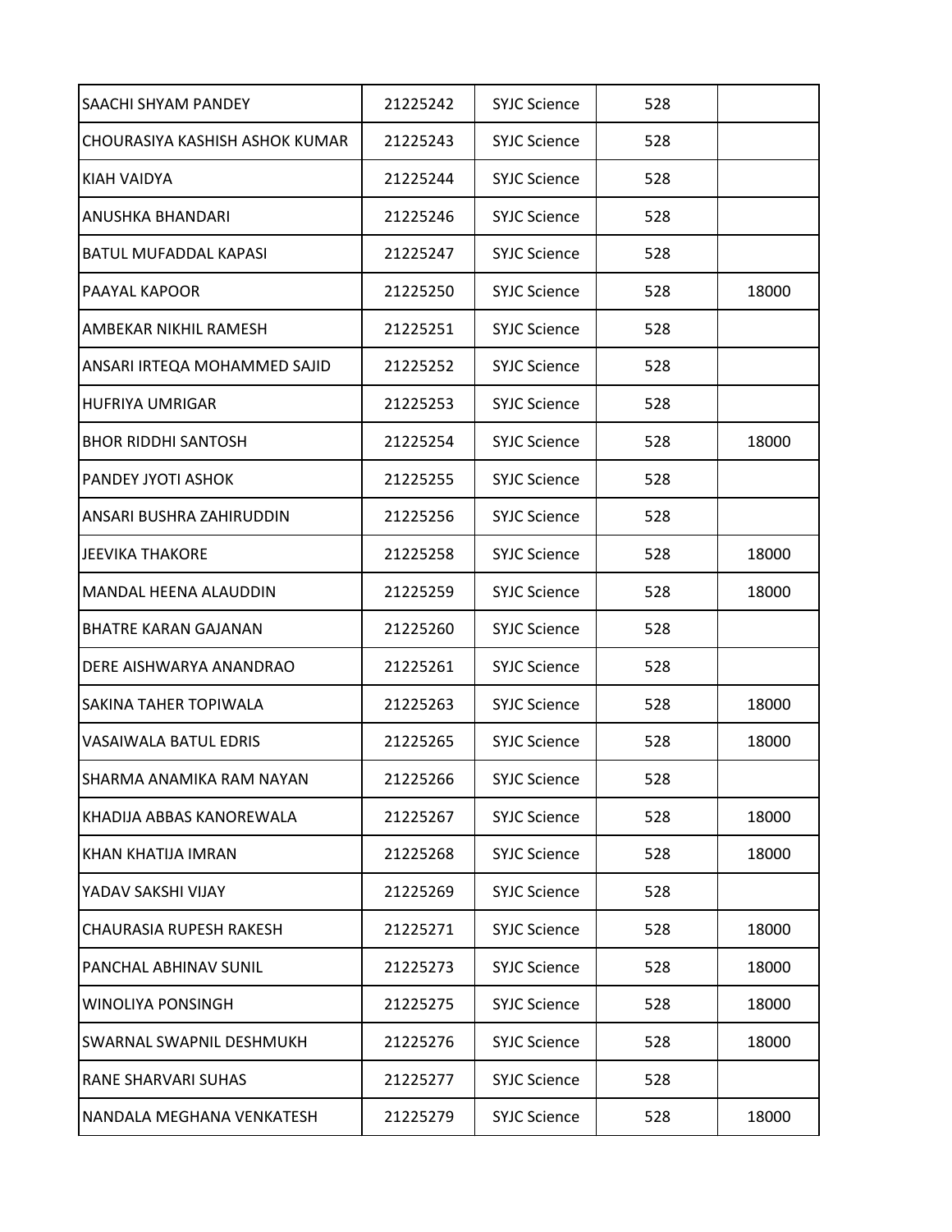| | | | | |
|---|---|---|---|---|
| SAACHI SHYAM PANDEY | 21225242 | SYJC Science | 528 | |
| CHOURASIYA KASHISH ASHOK KUMAR | 21225243 | SYJC Science | 528 | |
| KIAH VAIDYA | 21225244 | SYJC Science | 528 | |
| ANUSHKA BHANDARI | 21225246 | SYJC Science | 528 | |
| BATUL MUFADDAL KAPASI | 21225247 | SYJC Science | 528 | |
| PAAYAL KAPOOR | 21225250 | SYJC Science | 528 | 18000 |
| AMBEKAR NIKHIL RAMESH | 21225251 | SYJC Science | 528 | |
| ANSARI IRTEQA MOHAMMED SAJID | 21225252 | SYJC Science | 528 | |
| HUFRIYA UMRIGAR | 21225253 | SYJC Science | 528 | |
| BHOR RIDDHI SANTOSH | 21225254 | SYJC Science | 528 | 18000 |
| PANDEY JYOTI ASHOK | 21225255 | SYJC Science | 528 | |
| ANSARI BUSHRA ZAHIRUDDIN | 21225256 | SYJC Science | 528 | |
| JEEVIKA THAKORE | 21225258 | SYJC Science | 528 | 18000 |
| MANDAL HEENA ALAUDDIN | 21225259 | SYJC Science | 528 | 18000 |
| BHATRE KARAN GAJANAN | 21225260 | SYJC Science | 528 | |
| DERE AISHWARYA ANANDRAO | 21225261 | SYJC Science | 528 | |
| SAKINA TAHER TOPIWALA | 21225263 | SYJC Science | 528 | 18000 |
| VASAIWALA BATUL EDRIS | 21225265 | SYJC Science | 528 | 18000 |
| SHARMA ANAMIKA RAM NAYAN | 21225266 | SYJC Science | 528 | |
| KHADIJA ABBAS KANOREWALA | 21225267 | SYJC Science | 528 | 18000 |
| KHAN KHATIJA IMRAN | 21225268 | SYJC Science | 528 | 18000 |
| YADAV SAKSHI VIJAY | 21225269 | SYJC Science | 528 | |
| CHAURASIA RUPESH RAKESH | 21225271 | SYJC Science | 528 | 18000 |
| PANCHAL ABHINAV SUNIL | 21225273 | SYJC Science | 528 | 18000 |
| WINOLIYA PONSINGH | 21225275 | SYJC Science | 528 | 18000 |
| SWARNAL SWAPNIL DESHMUKH | 21225276 | SYJC Science | 528 | 18000 |
| RANE SHARVARI SUHAS | 21225277 | SYJC Science | 528 | |
| NANDALA MEGHANA VENKATESH | 21225279 | SYJC Science | 528 | 18000 |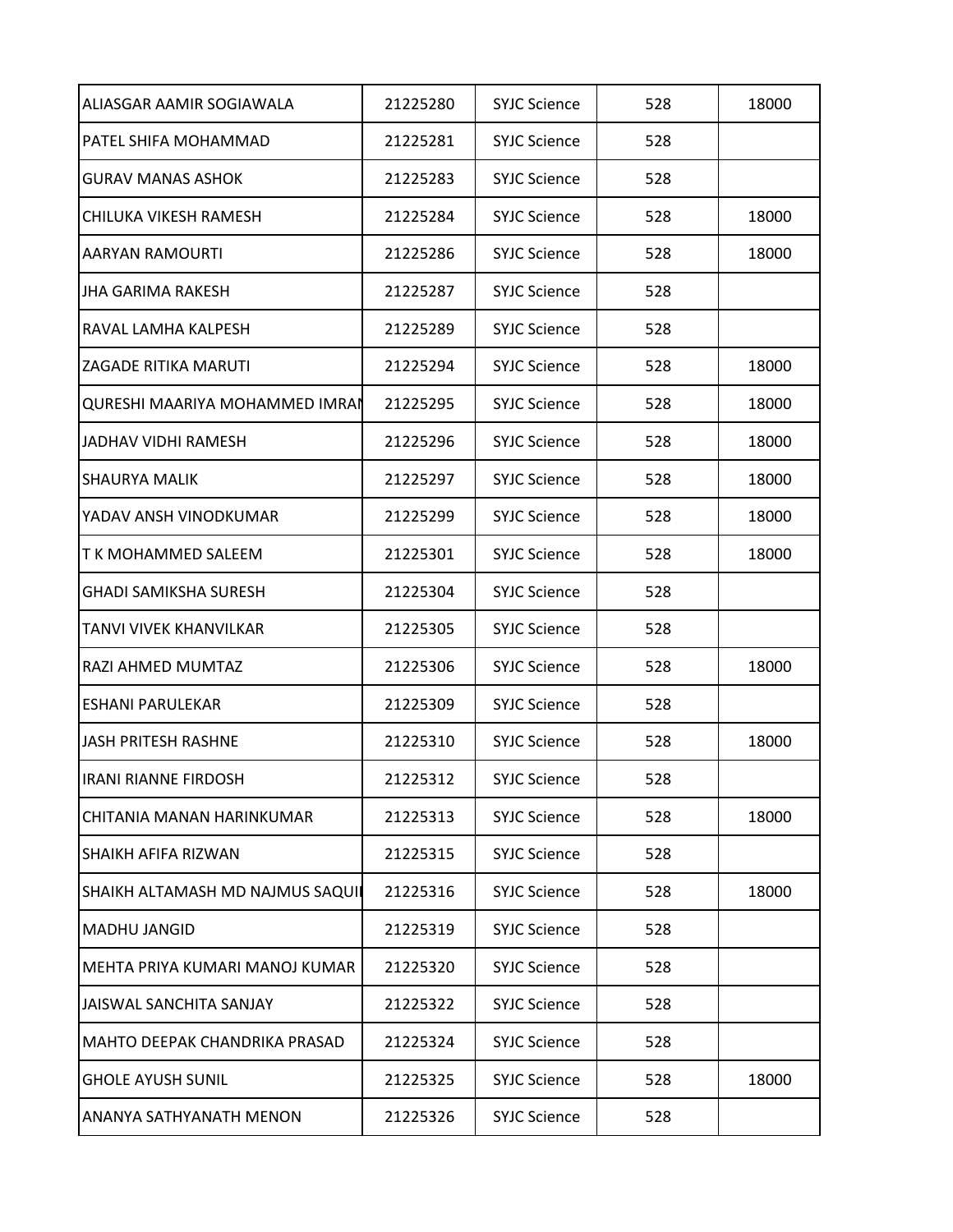| | | | | |
|---|---|---|---|---|
| ALIASGAR AAMIR SOGIAWALA | 21225280 | SYJC Science | 528 | 18000 |
| PATEL SHIFA MOHAMMAD | 21225281 | SYJC Science | 528 | |
| GURAV MANAS ASHOK | 21225283 | SYJC Science | 528 | |
| CHILUKA VIKESH RAMESH | 21225284 | SYJC Science | 528 | 18000 |
| AARYAN RAMOURTI | 21225286 | SYJC Science | 528 | 18000 |
| JHA GARIMA RAKESH | 21225287 | SYJC Science | 528 | |
| RAVAL LAMHA KALPESH | 21225289 | SYJC Science | 528 | |
| ZAGADE RITIKA MARUTI | 21225294 | SYJC Science | 528 | 18000 |
| QURESHI MAARIYA MOHAMMED IMRAN | 21225295 | SYJC Science | 528 | 18000 |
| JADHAV VIDHI RAMESH | 21225296 | SYJC Science | 528 | 18000 |
| SHAURYA MALIK | 21225297 | SYJC Science | 528 | 18000 |
| YADAV ANSH VINODKUMAR | 21225299 | SYJC Science | 528 | 18000 |
| T K MOHAMMED SALEEM | 21225301 | SYJC Science | 528 | 18000 |
| GHADI SAMIKSHA SURESH | 21225304 | SYJC Science | 528 | |
| TANVI VIVEK KHANVILKAR | 21225305 | SYJC Science | 528 | |
| RAZI AHMED MUMTAZ | 21225306 | SYJC Science | 528 | 18000 |
| ESHANI PARULEKAR | 21225309 | SYJC Science | 528 | |
| JASH PRITESH RASHNE | 21225310 | SYJC Science | 528 | 18000 |
| IRANI RIANNE FIRDOSH | 21225312 | SYJC Science | 528 | |
| CHITANIA MANAN HARINKUMAR | 21225313 | SYJC Science | 528 | 18000 |
| SHAIKH AFIFA RIZWAN | 21225315 | SYJC Science | 528 | |
| SHAIKH ALTAMASH MD NAJMUS SAQUI | 21225316 | SYJC Science | 528 | 18000 |
| MADHU JANGID | 21225319 | SYJC Science | 528 | |
| MEHTA PRIYA KUMARI MANOJ KUMAR | 21225320 | SYJC Science | 528 | |
| JAISWAL SANCHITA SANJAY | 21225322 | SYJC Science | 528 | |
| MAHTO DEEPAK CHANDRIKA PRASAD | 21225324 | SYJC Science | 528 | |
| GHOLE AYUSH SUNIL | 21225325 | SYJC Science | 528 | 18000 |
| ANANYA SATHYANATH MENON | 21225326 | SYJC Science | 528 | |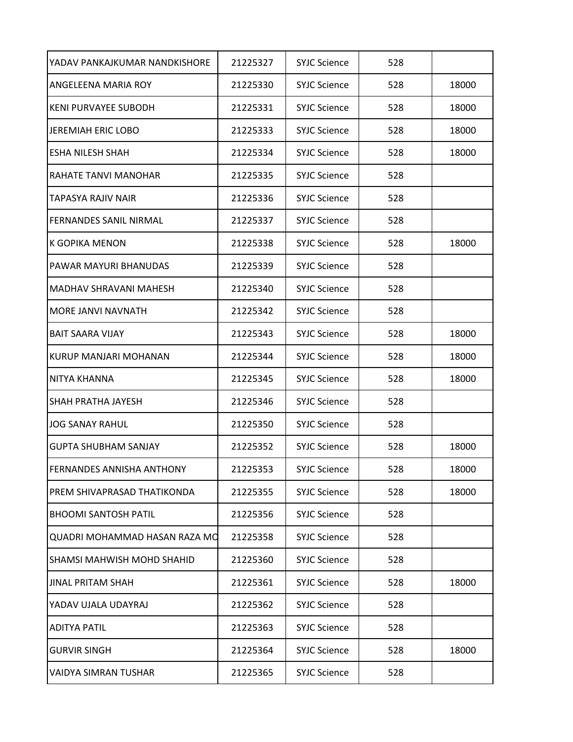| | | | | |
|---|---|---|---|---|
| YADAV PANKAJKUMAR NANDKISHORE | 21225327 | SYJC Science | 528 | |
| ANGELEENA MARIA ROY | 21225330 | SYJC Science | 528 | 18000 |
| KENI PURVAYEE SUBODH | 21225331 | SYJC Science | 528 | 18000 |
| JEREMIAH ERIC LOBO | 21225333 | SYJC Science | 528 | 18000 |
| ESHA NILESH SHAH | 21225334 | SYJC Science | 528 | 18000 |
| RAHATE TANVI MANOHAR | 21225335 | SYJC Science | 528 | |
| TAPASYA RAJIV NAIR | 21225336 | SYJC Science | 528 | |
| FERNANDES SANIL NIRMAL | 21225337 | SYJC Science | 528 | |
| K GOPIKA MENON | 21225338 | SYJC Science | 528 | 18000 |
| PAWAR MAYURI BHANUDAS | 21225339 | SYJC Science | 528 | |
| MADHAV SHRAVANI MAHESH | 21225340 | SYJC Science | 528 | |
| MORE JANVI NAVNATH | 21225342 | SYJC Science | 528 | |
| BAIT SAARA VIJAY | 21225343 | SYJC Science | 528 | 18000 |
| KURUP MANJARI MOHANAN | 21225344 | SYJC Science | 528 | 18000 |
| NITYA KHANNA | 21225345 | SYJC Science | 528 | 18000 |
| SHAH PRATHA JAYESH | 21225346 | SYJC Science | 528 | |
| JOG SANAY RAHUL | 21225350 | SYJC Science | 528 | |
| GUPTA SHUBHAM SANJAY | 21225352 | SYJC Science | 528 | 18000 |
| FERNANDES ANNISHA ANTHONY | 21225353 | SYJC Science | 528 | 18000 |
| PREM SHIVAPRASAD THATIKONDA | 21225355 | SYJC Science | 528 | 18000 |
| BHOOMI SANTOSH PATIL | 21225356 | SYJC Science | 528 | |
| QUADRI MOHAMMAD HASAN RAZA MO | 21225358 | SYJC Science | 528 | |
| SHAMSI MAHWISH MOHD SHAHID | 21225360 | SYJC Science | 528 | |
| JINAL PRITAM SHAH | 21225361 | SYJC Science | 528 | 18000 |
| YADAV UJALA UDAYRAJ | 21225362 | SYJC Science | 528 | |
| ADITYA PATIL | 21225363 | SYJC Science | 528 | |
| GURVIR SINGH | 21225364 | SYJC Science | 528 | 18000 |
| VAIDYA SIMRAN TUSHAR | 21225365 | SYJC Science | 528 | |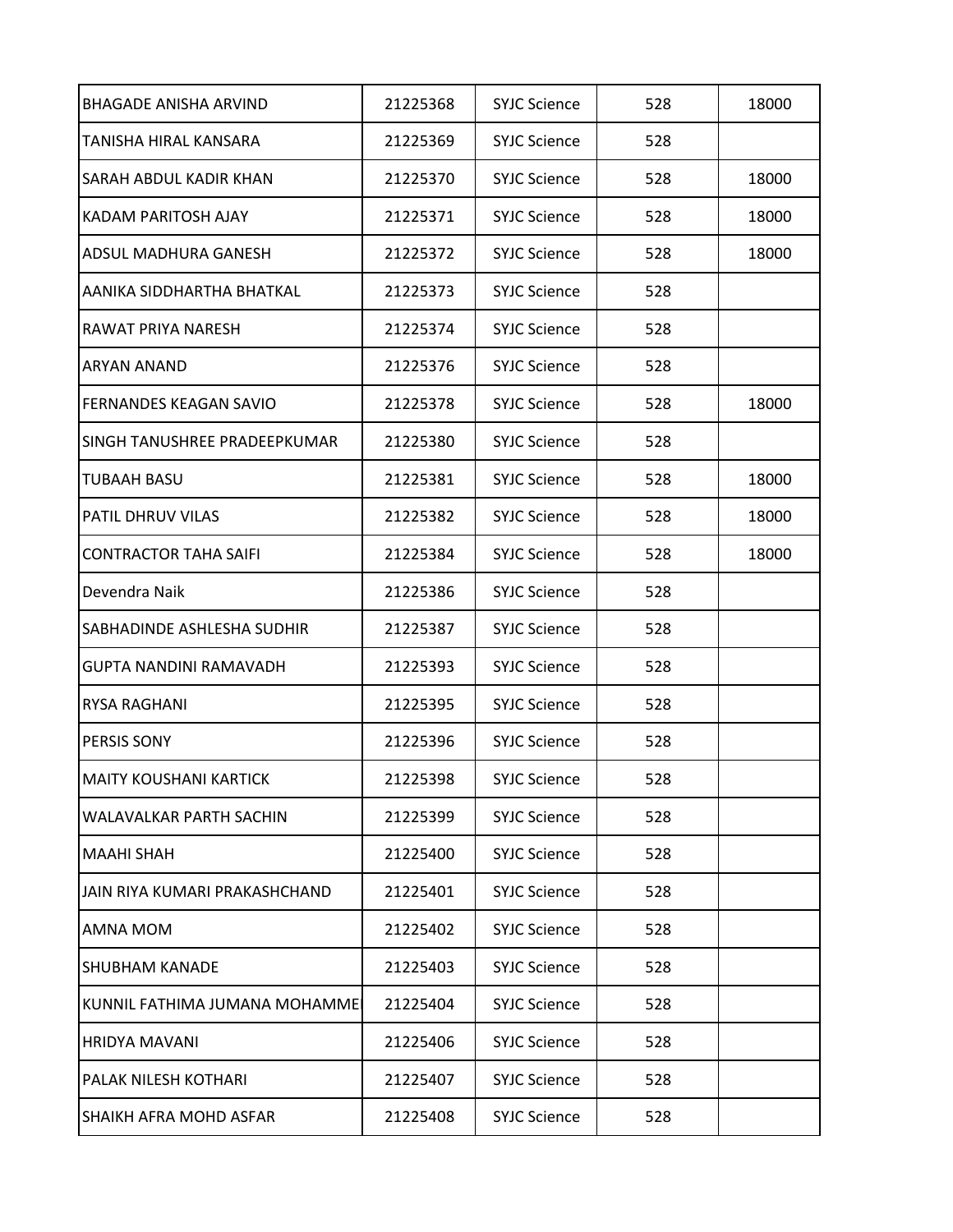| BHAGADE ANISHA ARVIND | 21225368 | SYJC Science | 528 | 18000 |
|---|---|---|---|---|
| TANISHA HIRAL KANSARA | 21225369 | SYJC Science | 528 | |
| SARAH ABDUL KADIR KHAN | 21225370 | SYJC Science | 528 | 18000 |
| KADAM PARITOSH AJAY | 21225371 | SYJC Science | 528 | 18000 |
| ADSUL MADHURA GANESH | 21225372 | SYJC Science | 528 | 18000 |
| AANIKA SIDDHARTHA BHATKAL | 21225373 | SYJC Science | 528 | |
| RAWAT PRIYA NARESH | 21225374 | SYJC Science | 528 | |
| ARYAN ANAND | 21225376 | SYJC Science | 528 | |
| FERNANDES KEAGAN SAVIO | 21225378 | SYJC Science | 528 | 18000 |
| SINGH TANUSHREE PRADEEPKUMAR | 21225380 | SYJC Science | 528 | |
| TUBAAH BASU | 21225381 | SYJC Science | 528 | 18000 |
| PATIL DHRUV VILAS | 21225382 | SYJC Science | 528 | 18000 |
| CONTRACTOR TAHA SAIFI | 21225384 | SYJC Science | 528 | 18000 |
| Devendra Naik | 21225386 | SYJC Science | 528 | |
| SABHADINDE ASHLESHA SUDHIR | 21225387 | SYJC Science | 528 | |
| GUPTA NANDINI RAMAVADH | 21225393 | SYJC Science | 528 | |
| RYSA RAGHANI | 21225395 | SYJC Science | 528 | |
| PERSIS SONY | 21225396 | SYJC Science | 528 | |
| MAITY KOUSHANI KARTICK | 21225398 | SYJC Science | 528 | |
| WALAVALKAR PARTH SACHIN | 21225399 | SYJC Science | 528 | |
| MAAHI SHAH | 21225400 | SYJC Science | 528 | |
| JAIN RIYA KUMARI PRAKASHCHAND | 21225401 | SYJC Science | 528 | |
| AMNA MOM | 21225402 | SYJC Science | 528 | |
| SHUBHAM KANADE | 21225403 | SYJC Science | 528 | |
| KUNNIL FATHIMA JUMANA MOHAMMED | 21225404 | SYJC Science | 528 | |
| HRIDYA MAVANI | 21225406 | SYJC Science | 528 | |
| PALAK NILESH KOTHARI | 21225407 | SYJC Science | 528 | |
| SHAIKH AFRA MOHD ASFAR | 21225408 | SYJC Science | 528 | |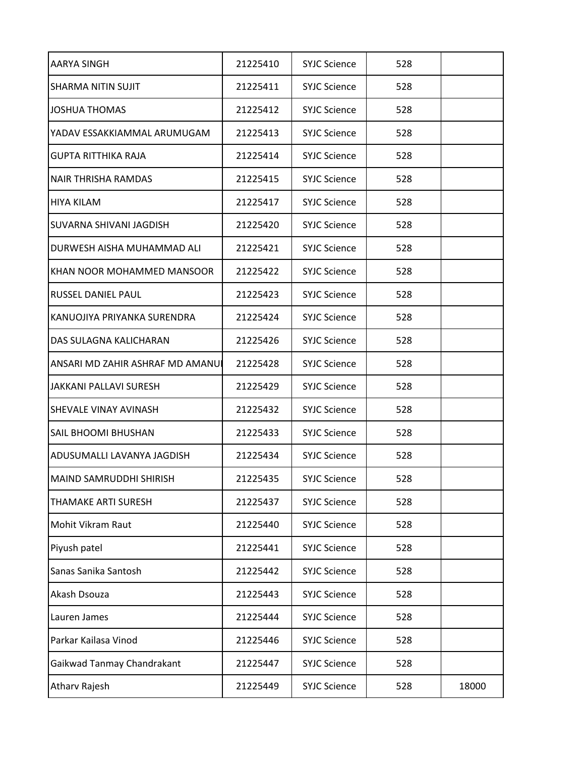| | | | | |
|---|---|---|---|---|
| AARYA SINGH | 21225410 | SYJC Science | 528 | |
| SHARMA NITIN SUJIT | 21225411 | SYJC Science | 528 | |
| JOSHUA THOMAS | 21225412 | SYJC Science | 528 | |
| YADAV ESSAKKIAMMAL ARUMUGAM | 21225413 | SYJC Science | 528 | |
| GUPTA RITTHIKA RAJA | 21225414 | SYJC Science | 528 | |
| NAIR THRISHA RAMDAS | 21225415 | SYJC Science | 528 | |
| HIYA KILAM | 21225417 | SYJC Science | 528 | |
| SUVARNA SHIVANI JAGDISH | 21225420 | SYJC Science | 528 | |
| DURWESH AISHA MUHAMMAD ALI | 21225421 | SYJC Science | 528 | |
| KHAN NOOR MOHAMMED MANSOOR | 21225422 | SYJC Science | 528 | |
| RUSSEL DANIEL PAUL | 21225423 | SYJC Science | 528 | |
| KANUOJIYA PRIYANKA SURENDRA | 21225424 | SYJC Science | 528 | |
| DAS SULAGNA KALICHARAN | 21225426 | SYJC Science | 528 | |
| ANSARI MD ZAHIR ASHRAF MD AMANU | 21225428 | SYJC Science | 528 | |
| JAKKANI PALLAVI SURESH | 21225429 | SYJC Science | 528 | |
| SHEVALE VINAY AVINASH | 21225432 | SYJC Science | 528 | |
| SAIL BHOOMI BHUSHAN | 21225433 | SYJC Science | 528 | |
| ADUSUMALLI LAVANYA JAGDISH | 21225434 | SYJC Science | 528 | |
| MAIND SAMRUDDHI SHIRISH | 21225435 | SYJC Science | 528 | |
| THAMAKE ARTI SURESH | 21225437 | SYJC Science | 528 | |
| Mohit Vikram Raut | 21225440 | SYJC Science | 528 | |
| Piyush patel | 21225441 | SYJC Science | 528 | |
| Sanas Sanika Santosh | 21225442 | SYJC Science | 528 | |
| Akash Dsouza | 21225443 | SYJC Science | 528 | |
| Lauren James | 21225444 | SYJC Science | 528 | |
| Parkar Kailasa Vinod | 21225446 | SYJC Science | 528 | |
| Gaikwad Tanmay Chandrakant | 21225447 | SYJC Science | 528 | |
| Atharv Rajesh | 21225449 | SYJC Science | 528 | 18000 |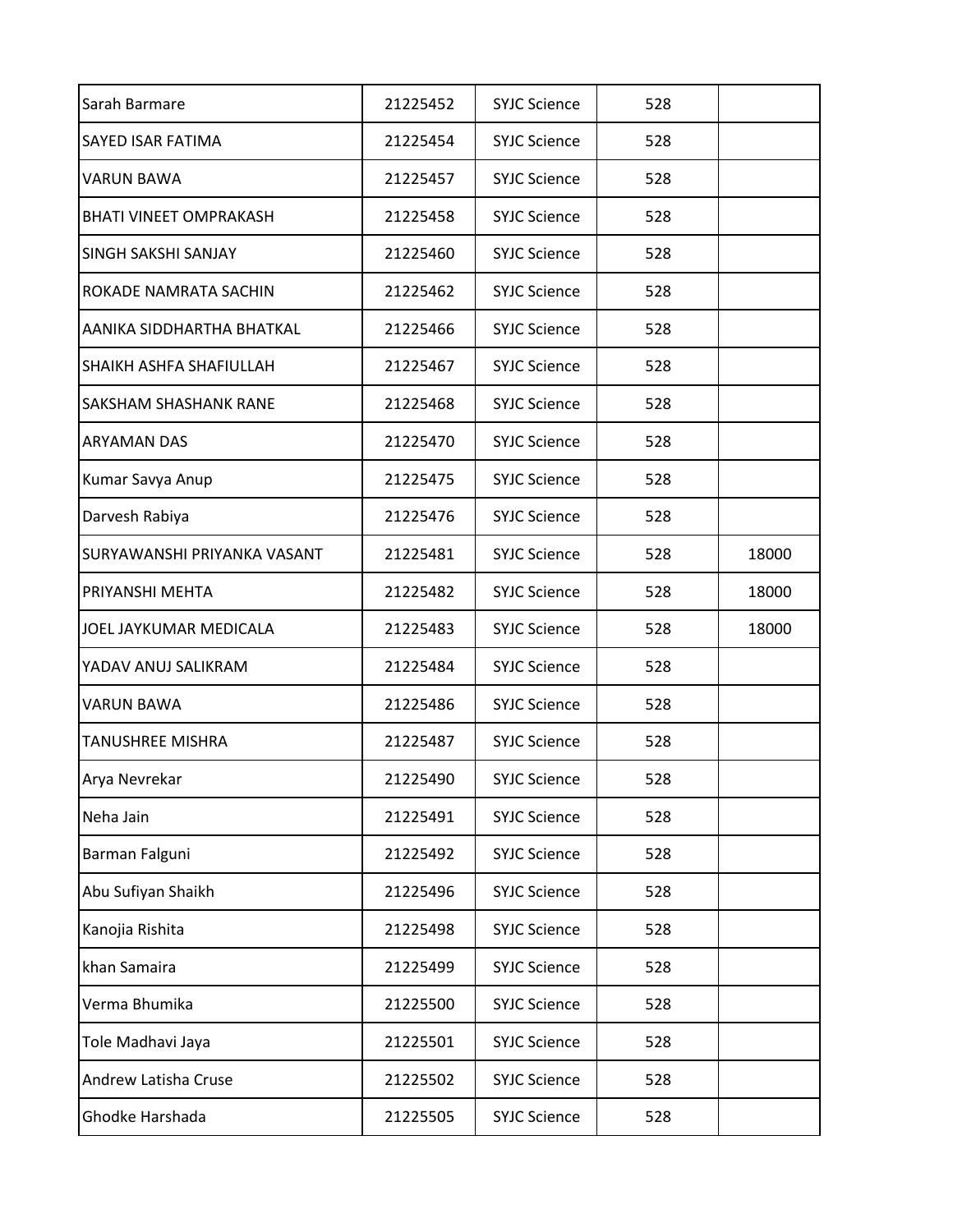| | | | | |
|---|---|---|---|---|
| Sarah Barmare | 21225452 | SYJC Science | 528 | |
| SAYED ISAR FATIMA | 21225454 | SYJC Science | 528 | |
| VARUN BAWA | 21225457 | SYJC Science | 528 | |
| BHATI VINEET OMPRAKASH | 21225458 | SYJC Science | 528 | |
| SINGH SAKSHI SANJAY | 21225460 | SYJC Science | 528 | |
| ROKADE NAMRATA SACHIN | 21225462 | SYJC Science | 528 | |
| AANIKA SIDDHARTHA BHATKAL | 21225466 | SYJC Science | 528 | |
| SHAIKH ASHFA SHAFIULLAH | 21225467 | SYJC Science | 528 | |
| SAKSHAM SHASHANK RANE | 21225468 | SYJC Science | 528 | |
| ARYAMAN DAS | 21225470 | SYJC Science | 528 | |
| Kumar Savya Anup | 21225475 | SYJC Science | 528 | |
| Darvesh Rabiya | 21225476 | SYJC Science | 528 | |
| SURYAWANSHI PRIYANKA VASANT | 21225481 | SYJC Science | 528 | 18000 |
| PRIYANSHI MEHTA | 21225482 | SYJC Science | 528 | 18000 |
| JOEL JAYKUMAR MEDICALA | 21225483 | SYJC Science | 528 | 18000 |
| YADAV ANUJ SALIKRAM | 21225484 | SYJC Science | 528 | |
| VARUN BAWA | 21225486 | SYJC Science | 528 | |
| TANUSHREE MISHRA | 21225487 | SYJC Science | 528 | |
| Arya Nevrekar | 21225490 | SYJC Science | 528 | |
| Neha Jain | 21225491 | SYJC Science | 528 | |
| Barman Falguni | 21225492 | SYJC Science | 528 | |
| Abu Sufiyan Shaikh | 21225496 | SYJC Science | 528 | |
| Kanojia Rishita | 21225498 | SYJC Science | 528 | |
| khan Samaira | 21225499 | SYJC Science | 528 | |
| Verma Bhumika | 21225500 | SYJC Science | 528 | |
| Tole Madhavi Jaya | 21225501 | SYJC Science | 528 | |
| Andrew Latisha Cruse | 21225502 | SYJC Science | 528 | |
| Ghodke Harshada | 21225505 | SYJC Science | 528 | |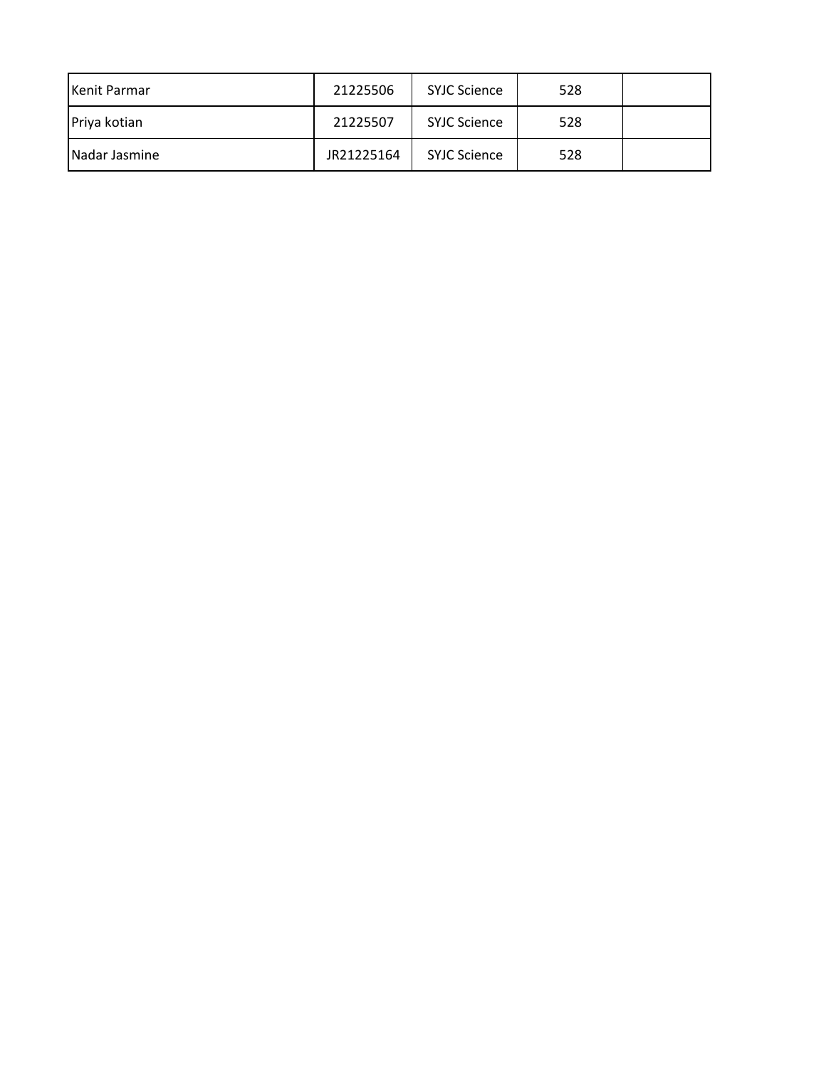| | | | | |
|---|---|---|---|---|
| Kenit Parmar | 21225506 | SYJC Science | 528 | |
| Priya kotian | 21225507 | SYJC Science | 528 | |
| Nadar Jasmine | JR21225164 | SYJC Science | 528 | |